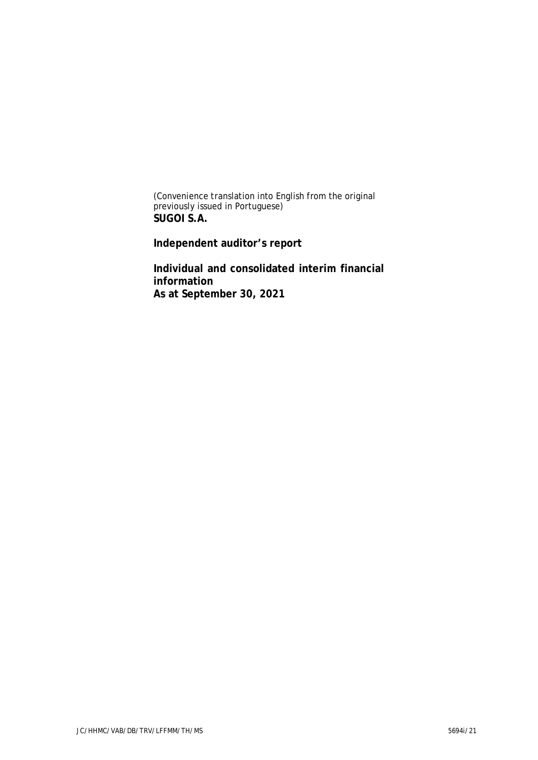*(Convenience translation into English from the original previously issued in Portuguese)*

**SUGOI S.A.**

**Independent auditor's report**

**Individual and consolidated interim financial information**
**As at September 30, 2021**

JC/HHMC/VAB/DB/TRV/LFFMM/TH/MS 5694i/21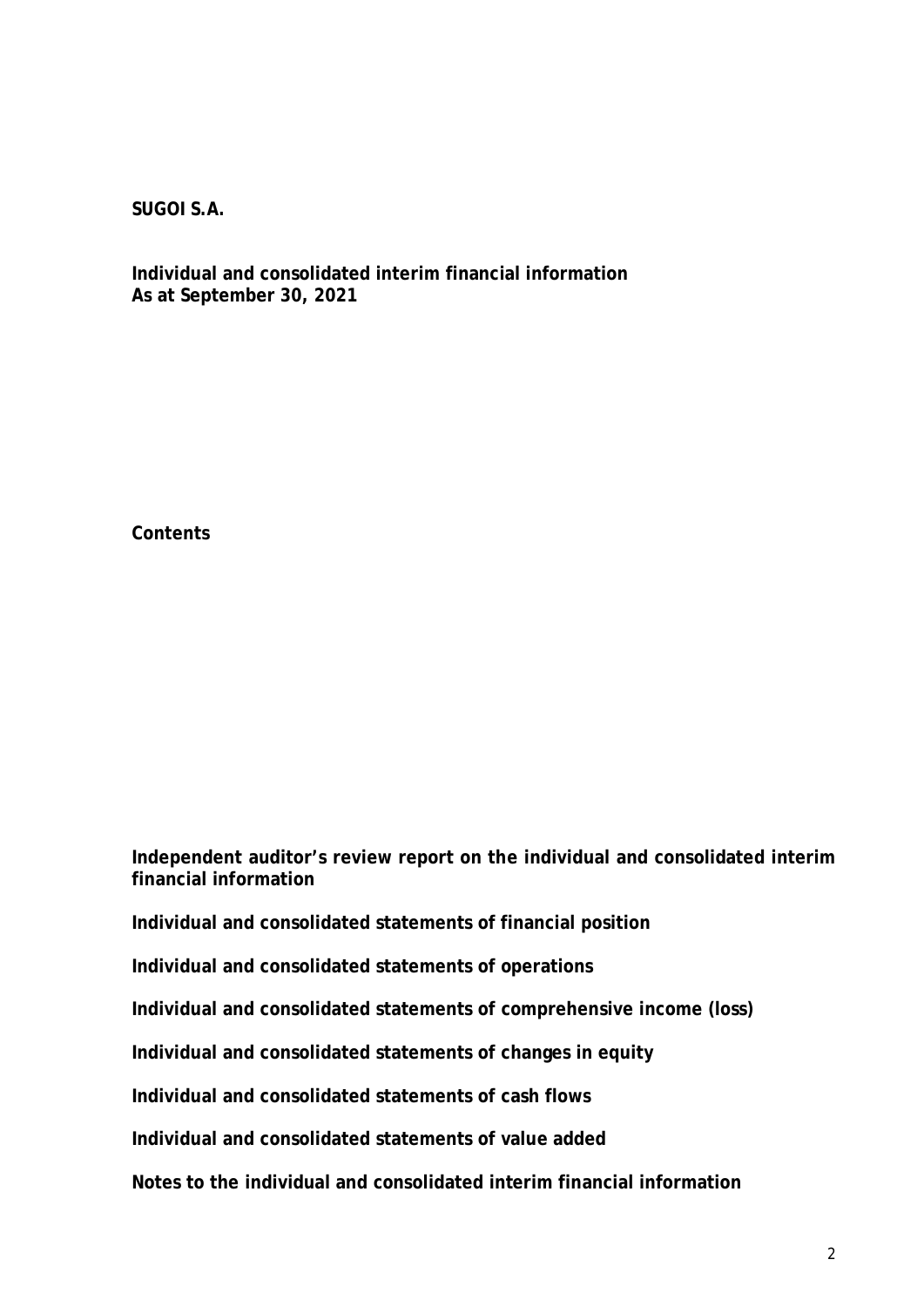**SUGOI S.A.**

**Individual and consolidated interim financial information**
**As at September 30, 2021**

**Contents**

**Independent auditor’s review report on the individual and consolidated interim financial information**

**Individual and consolidated statements of financial position**

**Individual and consolidated statements of operations**

**Individual and consolidated statements of comprehensive income (loss)**

**Individual and consolidated statements of changes in equity**

**Individual and consolidated statements of cash flows**

**Individual and consolidated statements of value added**

**Notes to the individual and consolidated interim financial information**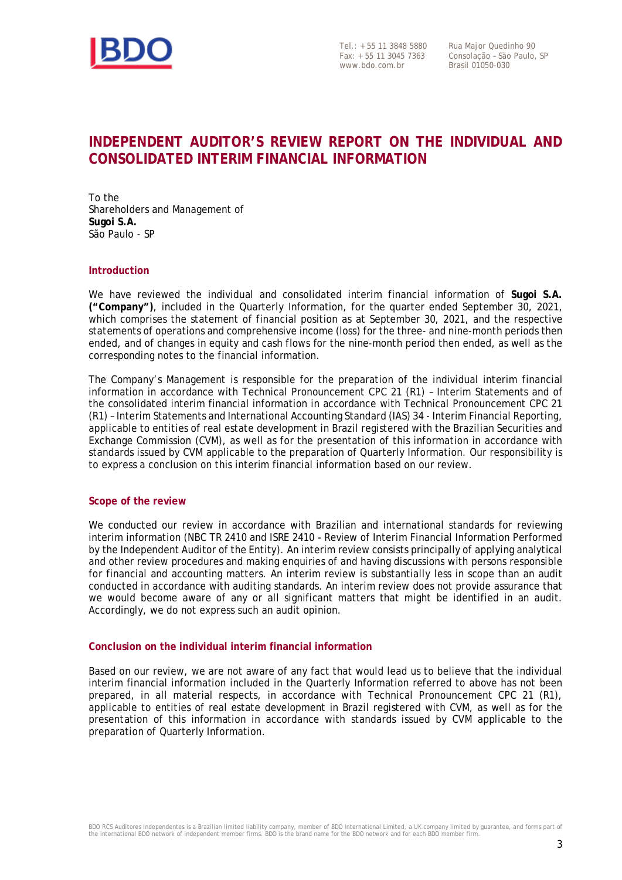BDO

Tel.: +55 11 3848 5880
Fax: +55 11 3045 7363
www.bdo.com.br

Rua Major Quedinho 90
Consolação – São Paulo, SP
Brasil 01050-030

# INDEPENDENT AUDITOR'S REVIEW REPORT ON THE INDIVIDUAL AND CONSOLIDATED INTERIM FINANCIAL INFORMATION

To the
Shareholders and Management of
**Sugoi S.A.**
São Paulo - SP

## Introduction

We have reviewed the individual and consolidated interim financial information of **Sugoi S.A. ("Company")**, included in the Quarterly Information, for the quarter ended September 30, 2021, which comprises the statement of financial position as at September 30, 2021, and the respective statements of operations and comprehensive income (loss) for the three- and nine-month periods then ended, and of changes in equity and cash flows for the nine-month period then ended, as well as the corresponding notes to the financial information.

The Company's Management is responsible for the preparation of the individual interim financial information in accordance with Technical Pronouncement CPC 21 (R1) – Interim Statements and of the consolidated interim financial information in accordance with Technical Pronouncement CPC 21 (R1) – Interim Statements and International Accounting Standard (IAS) 34 - Interim Financial Reporting, applicable to entities of real estate development in Brazil registered with the Brazilian Securities and Exchange Commission (CVM), as well as for the presentation of this information in accordance with standards issued by CVM applicable to the preparation of Quarterly Information. Our responsibility is to express a conclusion on this interim financial information based on our review.

## Scope of the review

We conducted our review in accordance with Brazilian and international standards for reviewing interim information (NBC TR 2410 and ISRE 2410 - Review of Interim Financial Information Performed by the Independent Auditor of the Entity). An interim review consists principally of applying analytical and other review procedures and making enquiries of and having discussions with persons responsible for financial and accounting matters. An interim review is substantially less in scope than an audit conducted in accordance with auditing standards. An interim review does not provide assurance that we would become aware of any or all significant matters that might be identified in an audit. Accordingly, we do not express such an audit opinion.

## Conclusion on the individual interim financial information

Based on our review, we are not aware of any fact that would lead us to believe that the individual interim financial information included in the Quarterly Information referred to above has not been prepared, in all material respects, in accordance with Technical Pronouncement CPC 21 (R1), applicable to entities of real estate development in Brazil registered with CVM, as well as for the presentation of this information in accordance with standards issued by CVM applicable to the preparation of Quarterly Information.

BDO RCS Auditores Independentes is a Brazilian limited liability company, member of BDO International Limited, a UK company limited by guarantee, and forms part of the international BDO network of independent member firms. BDO is the brand name for the BDO network and for each BDO member firm.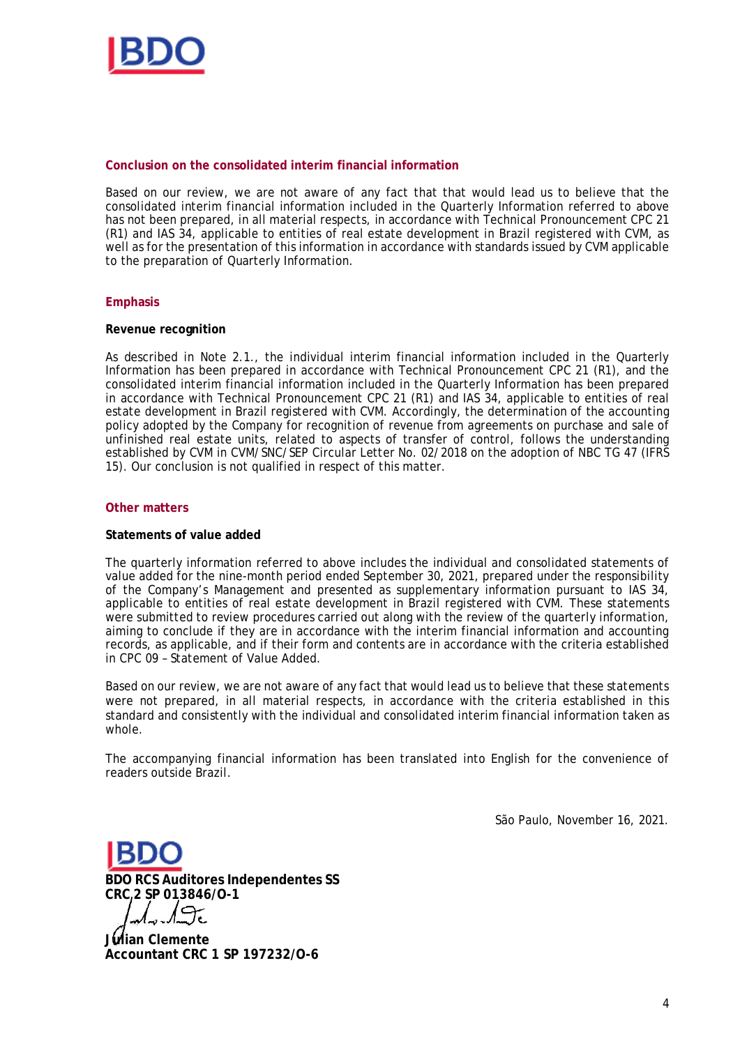### Conclusion on the consolidated interim financial information

Based on our review, we are not aware of any fact that that would lead us to believe that the consolidated interim financial information included in the Quarterly Information referred to above has not been prepared, in all material respects, in accordance with Technical Pronouncement CPC 21 (R1) and IAS 34, applicable to entities of real estate development in Brazil registered with CVM, as well as for the presentation of this information in accordance with standards issued by CVM applicable to the preparation of Quarterly Information.

### Emphasis

**Revenue recognition**

As described in Note 2.1., the individual interim financial information included in the Quarterly Information has been prepared in accordance with Technical Pronouncement CPC 21 (R1), and the consolidated interim financial information included in the Quarterly Information has been prepared in accordance with Technical Pronouncement CPC 21 (R1) and IAS 34, applicable to entities of real estate development in Brazil registered with CVM. Accordingly, the determination of the accounting policy adopted by the Company for recognition of revenue from agreements on purchase and sale of unfinished real estate units, related to aspects of transfer of control, follows the understanding established by CVM in CVM/SNC/SEP Circular Letter No. 02/2018 on the adoption of NBC TG 47 (IFRS 15). Our conclusion is not qualified in respect of this matter.

### Other matters

**Statements of value added**

The quarterly information referred to above includes the individual and consolidated statements of value added for the nine-month period ended September 30, 2021, prepared under the responsibility of the Company's Management and presented as supplementary information pursuant to IAS 34, applicable to entities of real estate development in Brazil registered with CVM. These statements were submitted to review procedures carried out along with the review of the quarterly information, aiming to conclude if they are in accordance with the interim financial information and accounting records, as applicable, and if their form and contents are in accordance with the criteria established in CPC 09 – Statement of Value Added.

Based on our review, we are not aware of any fact that would lead us to believe that these statements were not prepared, in all material respects, in accordance with the criteria established in this standard and consistently with the individual and consolidated interim financial information taken as whole.

The accompanying financial information has been translated into English for the convenience of readers outside Brazil.

São Paulo, November 16, 2021.

**BDO RCS Auditores Independentes SS**
**CRC 2 SP 013846/O-1**

**Julian Clemente**
**Accountant CRC 1 SP 197232/O-6**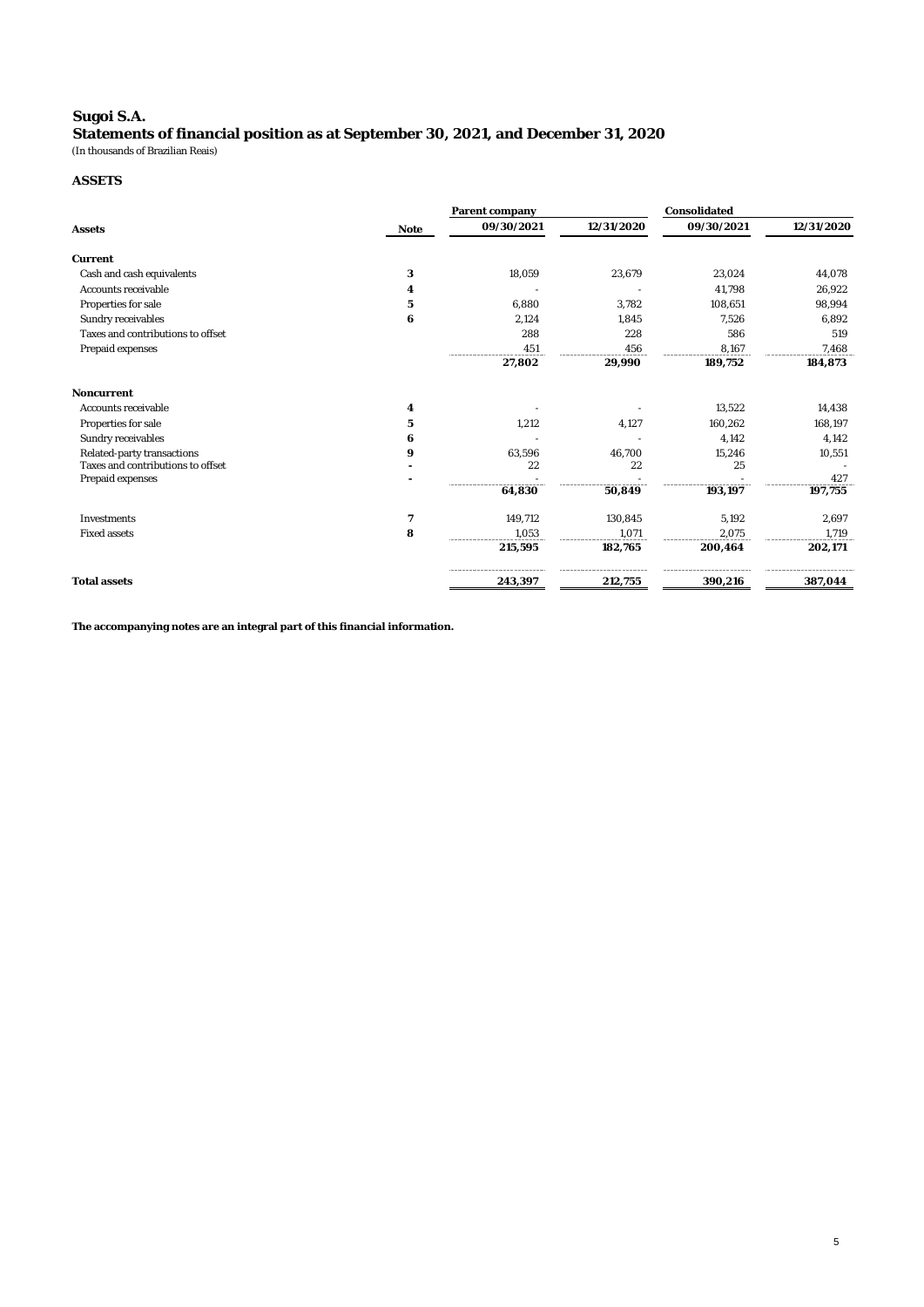# Sugoi S.A.
## Statements of financial position as at September 30, 2021, and December 31, 2020
(In thousands of Brazilian Reais)

### ASSETS

| | | Parent company | | Consolidated | |
|---|---|---|---|---|---|
| **Assets** | **Note** | **09/30/2021** | **12/31/2020** | **09/30/2021** | **12/31/2020** |
| **Current** | | | | | |
| Cash and cash equivalents | **3** | 18,059 | 23,679 | 23,024 | 44,078 |
| Accounts receivable | **4** | - | - | 41,798 | 26,922 |
| Properties for sale | **5** | 6,880 | 3,782 | 108,651 | 98,994 |
| Sundry receivables | **6** | 2,124 | 1,845 | 7,526 | 6,892 |
| Taxes and contributions to offset | | 288 | 228 | 586 | 519 |
| Prepaid expenses | | 451 | 456 | 8,167 | 7,468 |
| | | **27,802** | **29,990** | **189,752** | **184,873** |
| **Noncurrent** | | | | | |
| Accounts receivable | **4** | - | - | 13,522 | 14,438 |
| Properties for sale | **5** | 1,212 | 4,127 | 160,262 | 168,197 |
| Sundry receivables | **6** | - | - | 4,142 | 4,142 |
| Related-party transactions | **9** | 63,596 | 46,700 | 15,246 | 10,551 |
| Taxes and contributions to offset | **-** | 22 | 22 | 25 | - |
| Prepaid expenses | **-** | - | - | - | 427 |
| | | **64,830** | **50,849** | **193,197** | **197,755** |
| Investments | **7** | 149,712 | 130,845 | 5,192 | 2,697 |
| Fixed assets | **8** | 1,053 | 1,071 | 2,075 | 1,719 |
| | | **215,595** | **182,765** | **200,464** | **202,171** |
| **Total assets** | | **243,397** | **212,755** | **390,216** | **387,044** |

**The accompanying notes are an integral part of this financial information.**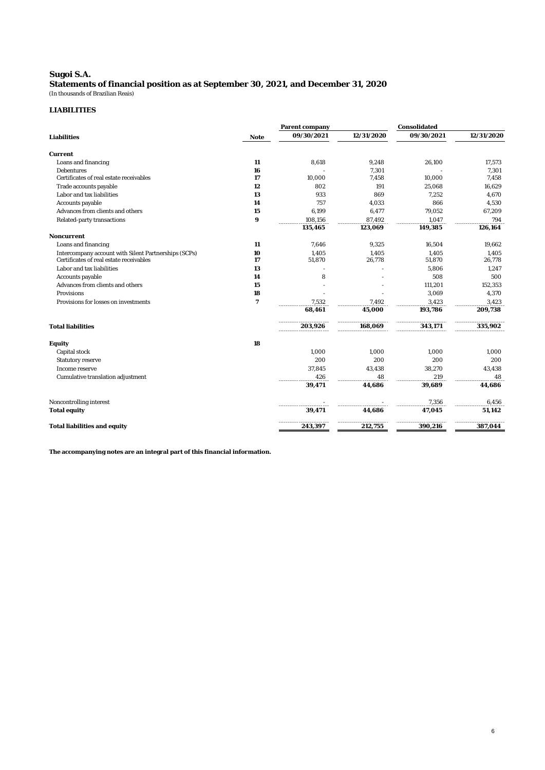# Sugoi S.A.

## Statements of financial position as at September 30, 2021, and December 31, 2020

(In thousands of Brazilian Reais)

### LIABILITIES

| | | Parent company | | Consolidated | |
|---|---|---|---|---|---|
| **Liabilities** | **Note** | **09/30/2021** | **12/31/2020** | **09/30/2021** | **12/31/2020** |
| **Current** | | | | | |
| Loans and financing | **11** | 8,618 | 9,248 | 26,100 | 17,573 |
| Debentures | **16** | - | 7,301 | - | 7,301 |
| Certificates of real estate receivables | **17** | 10,000 | 7,458 | 10,000 | 7,458 |
| Trade accounts payable | **12** | 802 | 191 | 25,068 | 16,629 |
| Labor and tax liabilities | **13** | 933 | 869 | 7,252 | 4,670 |
| Accounts payable | **14** | 757 | 4,033 | 866 | 4,530 |
| Advances from clients and others | **15** | 6,199 | 6,477 | 79,052 | 67,209 |
| Related-party transactions | **9** | 108,156 | 87,492 | 1,047 | 794 |
| | | **135,465** | **123,069** | **149,385** | **126,164** |
| **Noncurrent** | | | | | |
| Loans and financing | **11** | 7,646 | 9,325 | 16,504 | 19,662 |
| Intercompany account with Silent Partnerships (SCPs) | **10** | 1,405 | 1,405 | 1,405 | 1,405 |
| Certificates of real estate receivables | **17** | 51,870 | 26,778 | 51,870 | 26,778 |
| Labor and tax liabilities | **13** | - | - | 5,806 | 1,247 |
| Accounts payable | **14** | 8 | - | 508 | 500 |
| Advances from clients and others | **15** | - | - | 111,201 | 152,353 |
| Provisions | **18** | - | - | 3,069 | 4,370 |
| Provisions for losses on investments | **7** | 7,532 | 7,492 | 3,423 | 3,423 |
| | | **68,461** | **45,000** | **193,786** | **209,738** |
| **Total liabilities** | | **203,926** | **168,069** | **343,171** | **335,902** |
| **Equity** | **18** | | | | |
| Capital stock | | 1,000 | 1,000 | 1,000 | 1,000 |
| Statutory reserve | | 200 | 200 | 200 | 200 |
| Income reserve | | 37,845 | 43,438 | 38,270 | 43,438 |
| Cumulative translation adjustment | | 426 | 48 | 219 | 48 |
| | | **39,471** | **44,686** | **39,689** | **44,686** |
| Noncontrolling interest | | - | - | 7,356 | 6,456 |
| **Total equity** | | **39,471** | **44,686** | **47,045** | **51,142** |
| **Total liabilities and equity** | | **243,397** | **212,755** | **390,216** | **387,044** |

**The accompanying notes are an integral part of this financial information.**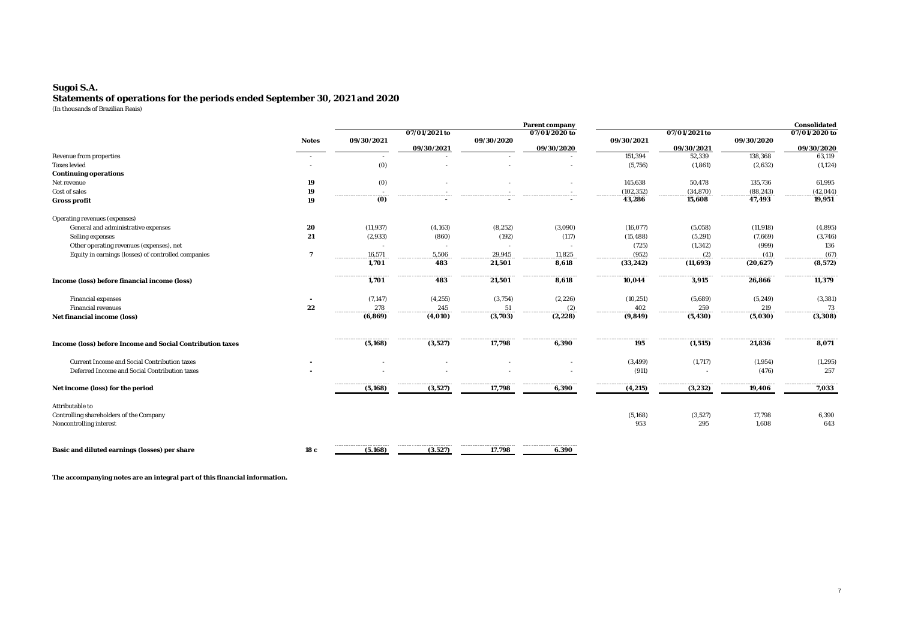# Sugoi S.A.
## Statements of operations for the periods ended September 30, 2021 and 2020

(In thousands of Brazilian Reais)

| | Notes | Parent company | | | | Consolidated | | | |
|---|---|---|---|---|---|---|---|---|---|
| | | 09/30/2021 | 07/01/2021 to 09/30/2021 | 09/30/2020 | 07/01/2020 to 09/30/2020 | 09/30/2021 | 07/01/2021 to 09/30/2021 | 09/30/2020 | 07/01/2020 to 09/30/2020 |
| Revenue from properties | - | - | - | - | - | 151,394 | 52,339 | 138,368 | 63,119 |
| Taxes levied | - | (0) | - | - | - | (5,756) | (1,861) | (2,632) | (1,124) |
| **Continuing operations** | | | | | | | | | |
| Net revenue | **19** | (0) | - | - | - | 145,638 | 50,478 | 135,736 | 61,995 |
| Cost of sales | **19** | - | - | - | - | (102,352) | (34,870) | (88,243) | (42,044) |
| **Gross profit** | **19** | **(0)** | **-** | **-** | **-** | **43,286** | **15,608** | **47,493** | **19,951** |
| Operating revenues (expenses) | | | | | | | | | |
| General and administrative expenses | **20** | (11,937) | (4,163) | (8,252) | (3,090) | (16,077) | (5,058) | (11,918) | (4,895) |
| Selling expenses | **21** | (2,933) | (860) | (192) | (117) | (15,488) | (5,291) | (7,669) | (3,746) |
| Other operating revenues (expenses), net | | - | - | - | - | (725) | (1,342) | (999) | 136 |
| Equity in earnings (losses) of controlled companies | **7** | 16,571 | 5,506 | 29,945 | 11,825 | (952) | (2) | (41) | (67) |
| | | **1,701** | **483** | **21,501** | **8,618** | **(33,242)** | **(11,693)** | **(20,627)** | **(8,572)** |
| **Income (loss) before financial income (loss)** | | **1,701** | **483** | **21,501** | **8,618** | **10,044** | **3,915** | **26,866** | **11,379** |
| Financial expenses | **-** | (7,147) | (4,255) | (3,754) | (2,226) | (10,251) | (5,689) | (5,249) | (3,381) |
| Financial revenues | **22** | 278 | 245 | 51 | (2) | 402 | 259 | 219 | 73 |
| **Net financial income (loss)** | | **(6,869)** | **(4,010)** | **(3,703)** | **(2,228)** | **(9,849)** | **(5,430)** | **(5,030)** | **(3,308)** |
| **Income (loss) before Income and Social Contribution taxes** | | **(5,168)** | **(3,527)** | **17,798** | **6,390** | **195** | **(1,515)** | **21,836** | **8,071** |
| Current Income and Social Contribution taxes | **-** | - | - | - | - | (3,499) | (1,717) | (1,954) | (1,295) |
| Deferred Income and Social Contribution taxes | **-** | - | - | - | - | (911) | - | (476) | 257 |
| **Net income (loss) for the period** | | **(5,168)** | **(3,527)** | **17,798** | **6,390** | **(4,215)** | **(3,232)** | **19,406** | **7,033** |
| Attributable to | | | | | | | | | |
| Controlling shareholders of the Company | | | | | | (5,168) | (3,527) | 17,798 | 6,390 |
| Noncontrolling interest | | | | | | 953 | 295 | 1,608 | 643 |
| **Basic and diluted earnings (losses) per share** | **18 c** | **(5.168)** | **(3.527)** | **17.798** | **6.390** | | | | |

**The accompanying notes are an integral part of this financial information.**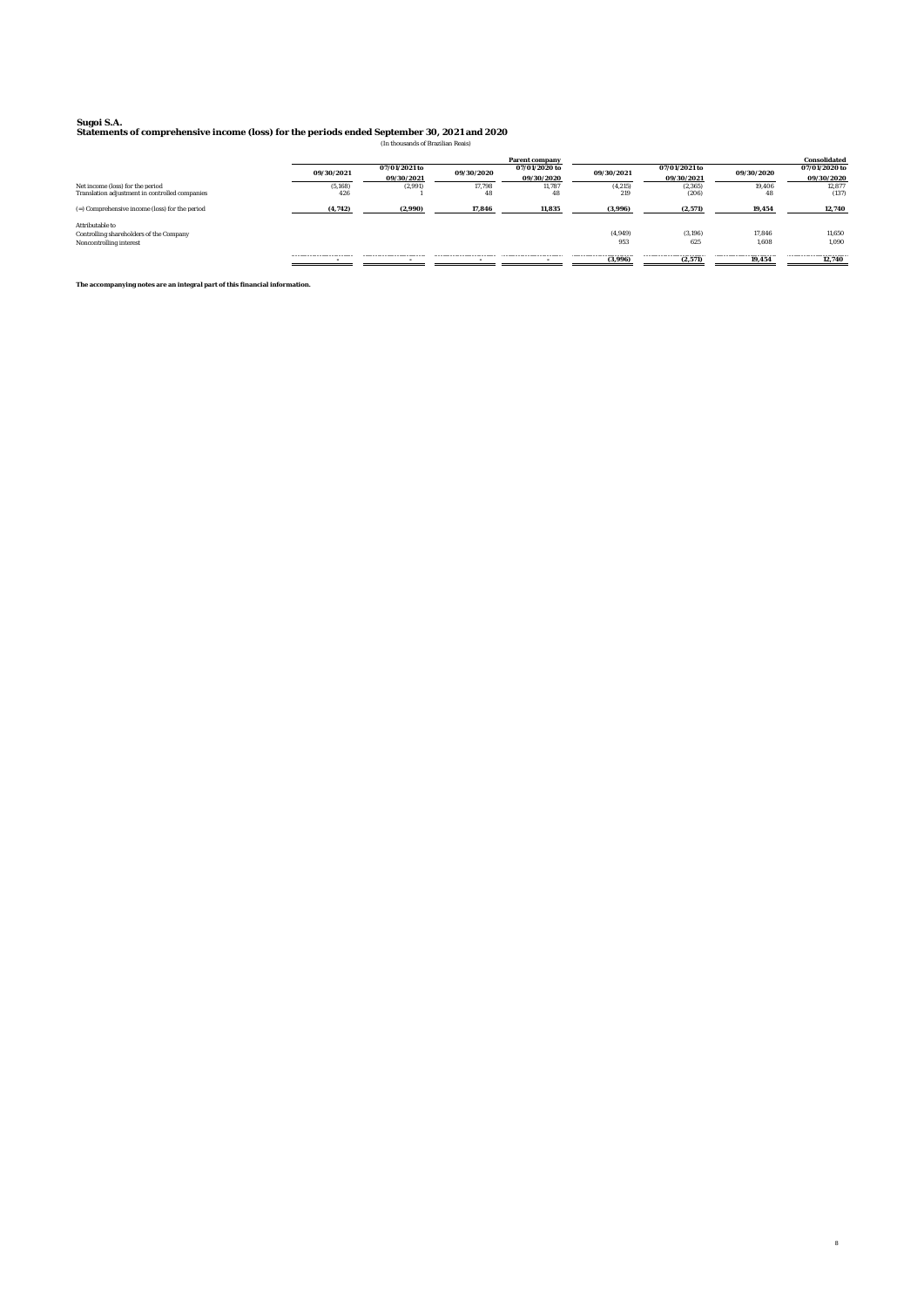**Sugoi S.A.**

**Statements of comprehensive income (loss) for the periods ended September 30, 2021 and 2020**

(In thousands of Brazilian Reais)

| | Parent company | | | | Consolidated | | | |
|---|---|---|---|---|---|---|---|---|
| | **09/30/2021** | **07/01/2021 to 09/30/2021** | **09/30/2020** | **07/01/2020 to 09/30/2020** | **09/30/2021** | **07/01/2021 to 09/30/2021** | **09/30/2020** | **07/01/2020 to 09/30/2020** |
| Net income (loss) for the period | (5,168) | (2,991) | 17,798 | 11,787 | (4,215) | (2,365) | 19,406 | 12,877 |
| Translation adjustment in controlled companies | 426 | 1 | 48 | 48 | 219 | (206) | 48 | (137) |
| (=) Comprehensive income (loss) for the period | **(4,742)** | **(2,990)** | **17,846** | **11,835** | **(3,996)** | **(2,571)** | **19,454** | **12,740** |
| Attributable to | | | | | | | | |
| Controlling shareholders of the Company | | | | | (4,949) | (3,196) | 17,846 | 11,650 |
| Noncontrolling interest | | | | | 953 | 625 | 1,608 | 1,090 |
| | - | - | - | - | **(3,996)** | **(2,571)** | **19,454** | **12,740** |

**The accompanying notes are an integral part of this financial information.**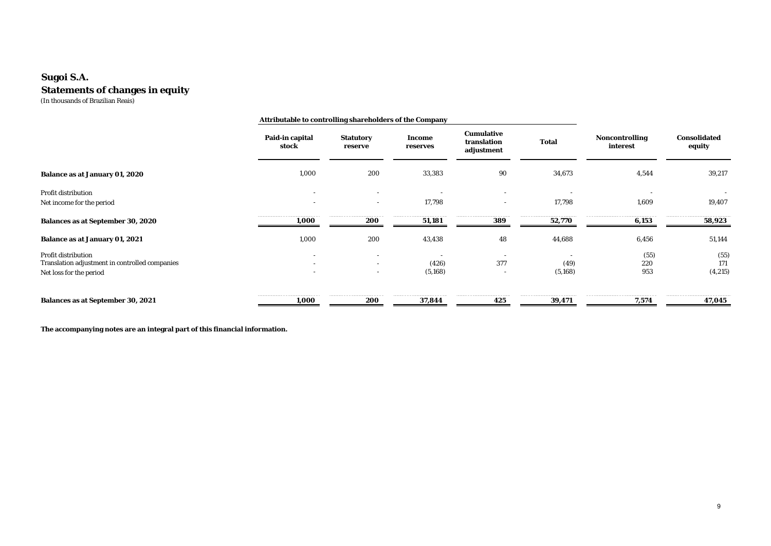## Sugoi S.A.

## Statements of changes in equity

(In thousands of Brazilian Reais)

| | Attributable to controlling shareholders of the Company | | | | | | |
|---|---|---|---|---|---|---|---|
| | Paid-in capital stock | Statutory reserve | Income reserves | Cumulative translation adjustment | Total | Noncontrolling interest | Consolidated equity |
| **Balance as at January 01, 2020** | 1,000 | 200 | 33,383 | 90 | 34,673 | 4,544 | 39,217 |
| Profit distribution | - | - | - | - | - | - | - |
| Net income for the period | - | - | 17,798 | - | 17,798 | 1,609 | 19,407 |
| **Balances as at September 30, 2020** | **1,000** | **200** | **51,181** | **389** | **52,770** | **6,153** | **58,923** |
| **Balance as at January 01, 2021** | 1,000 | 200 | 43,438 | 48 | 44,688 | 6,456 | 51,144 |
| Profit distribution | - | - | - | - | - | (55) | (55) |
| Translation adjustment in controlled companies | - | - | (426) | 377 | (49) | 220 | 171 |
| Net loss for the period | - | - | (5,168) | - | (5,168) | 953 | (4,215) |
| **Balances as at September 30, 2021** | **1,000** | **200** | **37,844** | **425** | **39,471** | **7,574** | **47,045** |

**The accompanying notes are an integral part of this financial information.**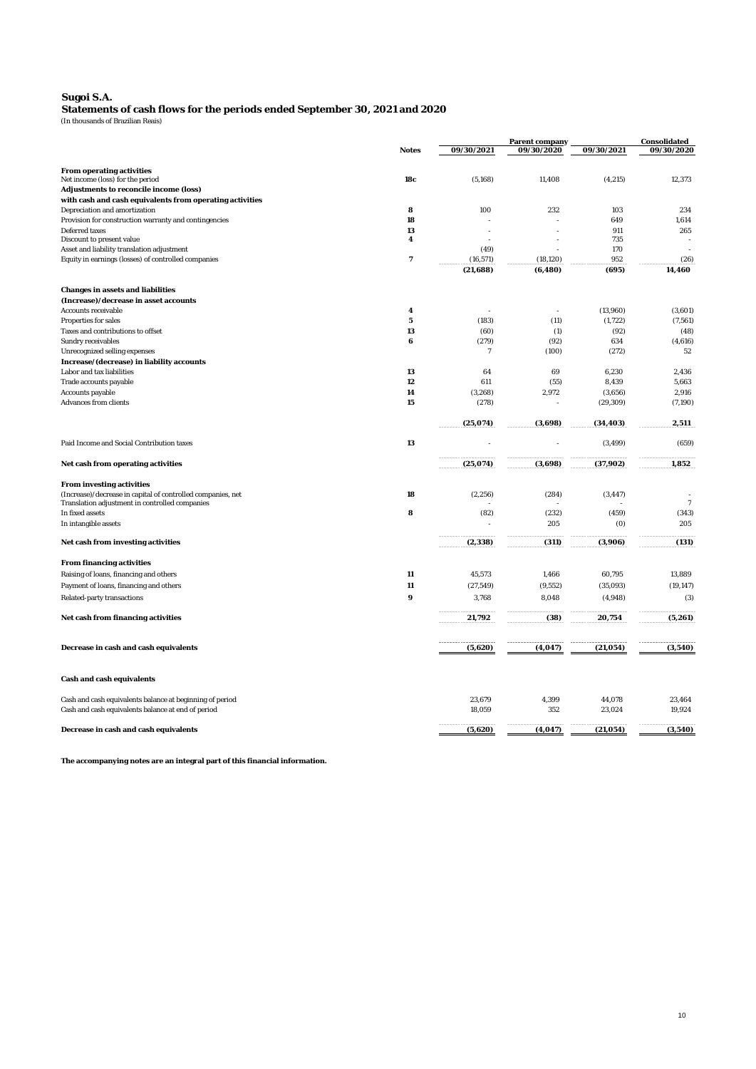**Sugoi S.A.**
**Statements of cash flows for the periods ended September 30, 2021 and 2020**
*(In thousands of Brazilian Reais)*

| | Notes | Parent company | | Consolidated | |
|---|---|---|---|---|---|
| | | 09/30/2021 | 09/30/2020 | 09/30/2021 | 09/30/2020 |
| **From operating activities** | | | | | |
| Net income (loss) for the period | 18c | (5,168) | 11,408 | (4,215) | 12,373 |
| **Adjustments to reconcile income (loss)** | | | | | |
| **with cash and cash equivalents from operating activities** | | | | | |
| Depreciation and amortization | 8 | 100 | 232 | 103 | 234 |
| Provision for construction warranty and contingencies | 18 | - | - | 649 | 1,614 |
| Deferred taxes | 13 | - | - | 911 | 265 |
| Discount to present value | 4 | - | - | 735 | - |
| Asset and liability translation adjustment | | (49) | - | 170 | - |
| Equity in earnings (losses) of controlled companies | 7 | (16,571) | (18,120) | 952 | (26) |
| | | **(21,688)** | **(6,480)** | **(695)** | **14,460** |
| **Changes in assets and liabilities** | | | | | |
| **(Increase)/decrease in asset accounts** | | | | | |
| Accounts receivable | 4 | - | - | (13,960) | (3,601) |
| Properties for sales | 5 | (183) | (11) | (1,722) | (7,561) |
| Taxes and contributions to offset | 13 | (60) | (1) | (92) | (48) |
| Sundry receivables | 6 | (279) | (92) | 634 | (4,616) |
| Unrecognized selling expenses | | 7 | (100) | (272) | 52 |
| **Increase/(decrease) in liability accounts** | | | | | |
| Labor and tax liabilities | 13 | 64 | 69 | 6,230 | 2,436 |
| Trade accounts payable | 12 | 611 | (55) | 8,439 | 5,663 |
| Accounts payable | 14 | (3,268) | 2,972 | (3,656) | 2,916 |
| Advances from clients | 15 | (278) | - | (29,309) | (7,190) |
| | | **(25,074)** | **(3,698)** | **(34,403)** | **2,511** |
| Paid Income and Social Contribution taxes | 13 | - | - | (3,499) | (659) |
| **Net cash from operating activities** | | **(25,074)** | **(3,698)** | **(37,902)** | **1,852** |
| **From investing activities** | | | | | |
| (Increase)/decrease in capital of controlled companies, net | 18 | (2,256) | (284) | (3,447) | - |
| Translation adjustment in controlled companies | | - | - | - | 7 |
| In fixed assets | 8 | (82) | (232) | (459) | (343) |
| In intangible assets | | - | 205 | (0) | 205 |
| **Net cash from investing activities** | | **(2,338)** | **(311)** | **(3,906)** | **(131)** |
| **From financing activities** | | | | | |
| Raising of loans, financing and others | 11 | 45,573 | 1,466 | 60,795 | 13,889 |
| Payment of loans, financing and others | 11 | (27,549) | (9,552) | (35,093) | (19,147) |
| Related-party transactions | 9 | 3,768 | 8,048 | (4,948) | (3) |
| **Net cash from financing activities** | | **21,792** | **(38)** | **20,754** | **(5,261)** |
| **Decrease in cash and cash equivalents** | | **(5,620)** | **(4,047)** | **(21,054)** | **(3,540)** |
| **Cash and cash equivalents** | | | | | |
| Cash and cash equivalents balance at beginning of period | | 23,679 | 4,399 | 44,078 | 23,464 |
| Cash and cash equivalents balance at end of period | | 18,059 | 352 | 23,024 | 19,924 |
| **Decrease in cash and cash equivalents** | | **(5,620)** | **(4,047)** | **(21,054)** | **(3,540)** |

**The accompanying notes are an integral part of this financial information.**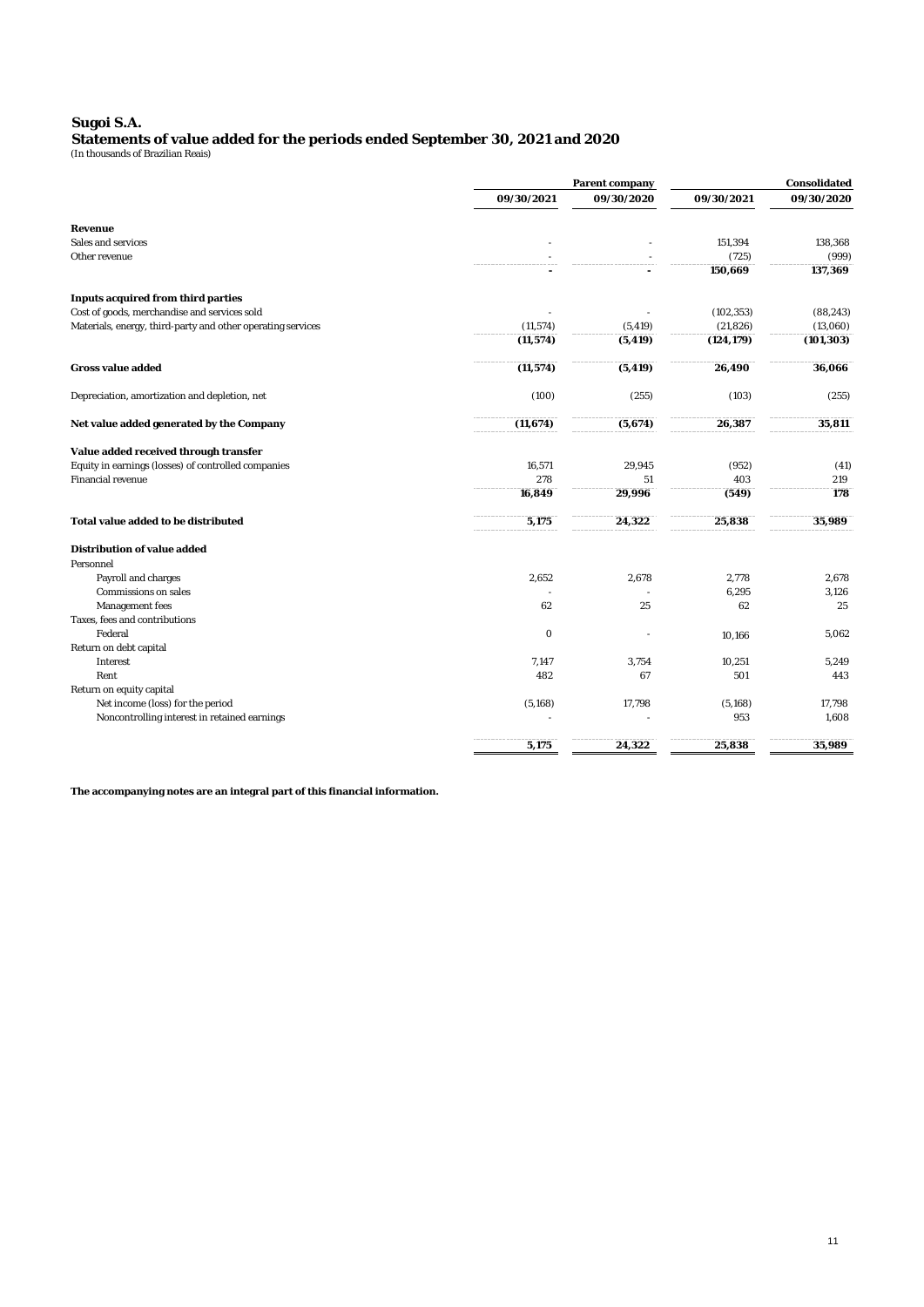# Sugoi S.A.

## Statements of value added for the periods ended September 30, 2021 and 2020

(In thousands of Brazilian Reais)

| | Parent company | | Consolidated | |
|---|---|---|---|---|
| | 09/30/2021 | 09/30/2020 | 09/30/2021 | 09/30/2020 |
| **Revenue** | | | | |
| Sales and services | - | - | 151,394 | 138,368 |
| Other revenue | - | - | (725) | (999) |
| | **-** | **-** | **150,669** | **137,369** |
| **Inputs acquired from third parties** | | | | |
| Cost of goods, merchandise and services sold | - | - | (102,353) | (88,243) |
| Materials, energy, third-party and other operating services | (11,574) | (5,419) | (21,826) | (13,060) |
| | **(11,574)** | **(5,419)** | **(124,179)** | **(101,303)** |
| **Gross value added** | **(11,574)** | **(5,419)** | **26,490** | **36,066** |
| Depreciation, amortization and depletion, net | (100) | (255) | (103) | (255) |
| **Net value added generated by the Company** | **(11,674)** | **(5,674)** | **26,387** | **35,811** |
| **Value added received through transfer** | | | | |
| Equity in earnings (losses) of controlled companies | 16,571 | 29,945 | (952) | (41) |
| Financial revenue | 278 | 51 | 403 | 219 |
| | **16,849** | **29,996** | **(549)** | **178** |
| **Total value added to be distributed** | **5,175** | **24,322** | **25,838** | **35,989** |
| **Distribution of value added** | | | | |
| Personnel | | | | |
| Payroll and charges | 2,652 | 2,678 | 2,778 | 2,678 |
| Commissions on sales | - | - | 6,295 | 3,126 |
| Management fees | 62 | 25 | 62 | 25 |
| Taxes, fees and contributions | | | | |
| Federal | 0 | - | 10,166 | 5,062 |
| Return on debt capital | | | | |
| Interest | 7,147 | 3,754 | 10,251 | 5,249 |
| Rent | 482 | 67 | 501 | 443 |
| Return on equity capital | | | | |
| Net income (loss) for the period | (5,168) | 17,798 | (5,168) | 17,798 |
| Noncontrolling interest in retained earnings | - | - | 953 | 1,608 |
| | **5,175** | **24,322** | **25,838** | **35,989** |

**The accompanying notes are an integral part of this financial information.**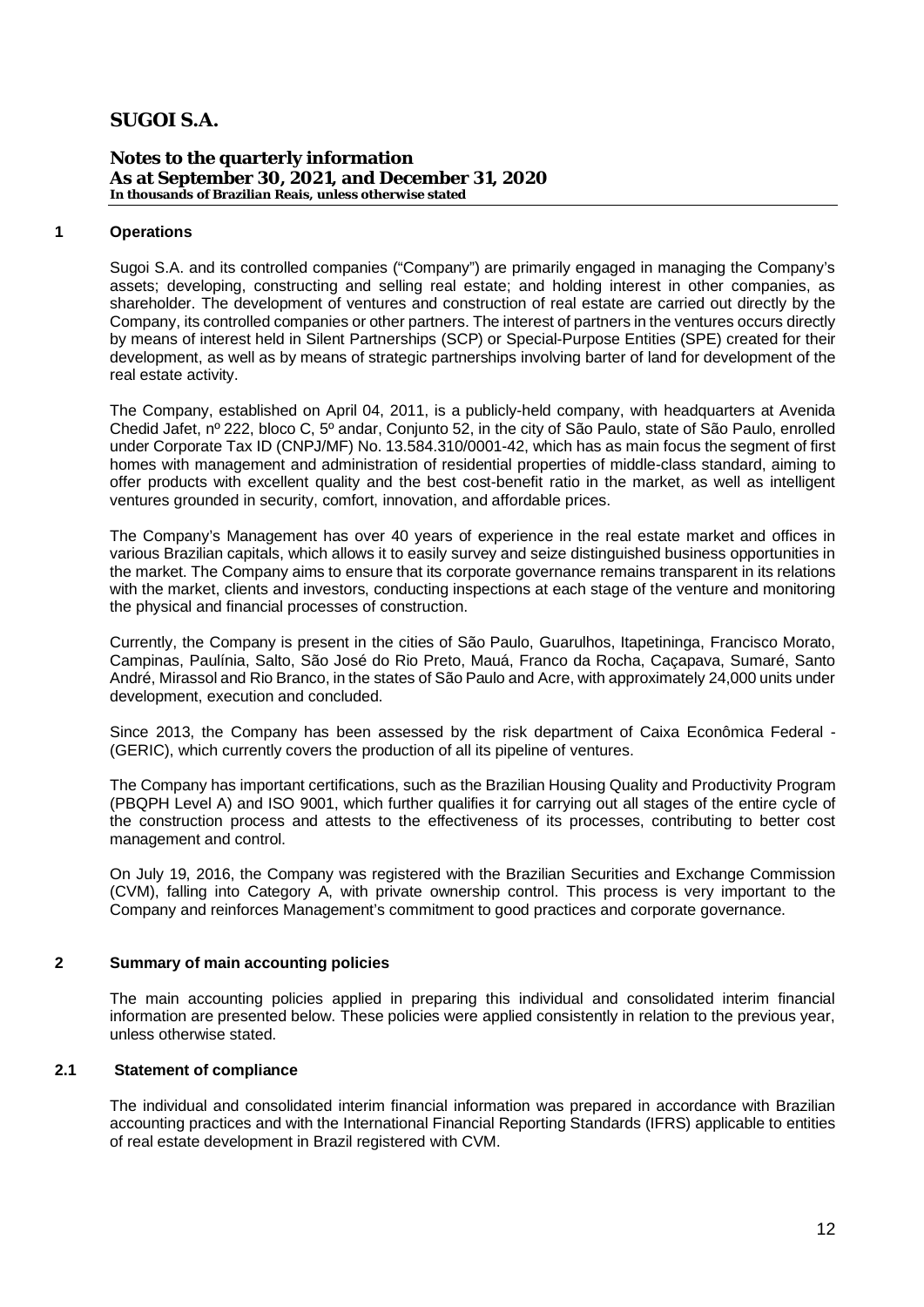# SUGOI S.A.

## Notes to the quarterly information
## As at September 30, 2021, and December 31, 2020
**In thousands of Brazilian Reais, unless otherwise stated**

### 1 Operations

Sugoi S.A. and its controlled companies ("Company") are primarily engaged in managing the Company's assets; developing, constructing and selling real estate; and holding interest in other companies, as shareholder. The development of ventures and construction of real estate are carried out directly by the Company, its controlled companies or other partners. The interest of partners in the ventures occurs directly by means of interest held in Silent Partnerships (SCP) or Special-Purpose Entities (SPE) created for their development, as well as by means of strategic partnerships involving barter of land for development of the real estate activity.

The Company, established on April 04, 2011, is a publicly-held company, with headquarters at Avenida Chedid Jafet, nº 222, bloco C, 5º andar, Conjunto 52, in the city of São Paulo, state of São Paulo, enrolled under Corporate Tax ID (CNPJ/MF) No. 13.584.310/0001-42, which has as main focus the segment of first homes with management and administration of residential properties of middle-class standard, aiming to offer products with excellent quality and the best cost-benefit ratio in the market, as well as intelligent ventures grounded in security, comfort, innovation, and affordable prices.

The Company's Management has over 40 years of experience in the real estate market and offices in various Brazilian capitals, which allows it to easily survey and seize distinguished business opportunities in the market. The Company aims to ensure that its corporate governance remains transparent in its relations with the market, clients and investors, conducting inspections at each stage of the venture and monitoring the physical and financial processes of construction.

Currently, the Company is present in the cities of São Paulo, Guarulhos, Itapetininga, Francisco Morato, Campinas, Paulínia, Salto, São José do Rio Preto, Mauá, Franco da Rocha, Caçapava, Sumaré, Santo André, Mirassol and Rio Branco, in the states of São Paulo and Acre, with approximately 24,000 units under development, execution and concluded.

Since 2013, the Company has been assessed by the risk department of Caixa Econômica Federal - (GERIC), which currently covers the production of all its pipeline of ventures.

The Company has important certifications, such as the Brazilian Housing Quality and Productivity Program (PBQPH Level A) and ISO 9001, which further qualifies it for carrying out all stages of the entire cycle of the construction process and attests to the effectiveness of its processes, contributing to better cost management and control.

On July 19, 2016, the Company was registered with the Brazilian Securities and Exchange Commission (CVM), falling into Category A, with private ownership control. This process is very important to the Company and reinforces Management's commitment to good practices and corporate governance.

### 2 Summary of main accounting policies

The main accounting policies applied in preparing this individual and consolidated interim financial information are presented below. These policies were applied consistently in relation to the previous year, unless otherwise stated.

### 2.1 Statement of compliance

The individual and consolidated interim financial information was prepared in accordance with Brazilian accounting practices and with the International Financial Reporting Standards (IFRS) applicable to entities of real estate development in Brazil registered with CVM.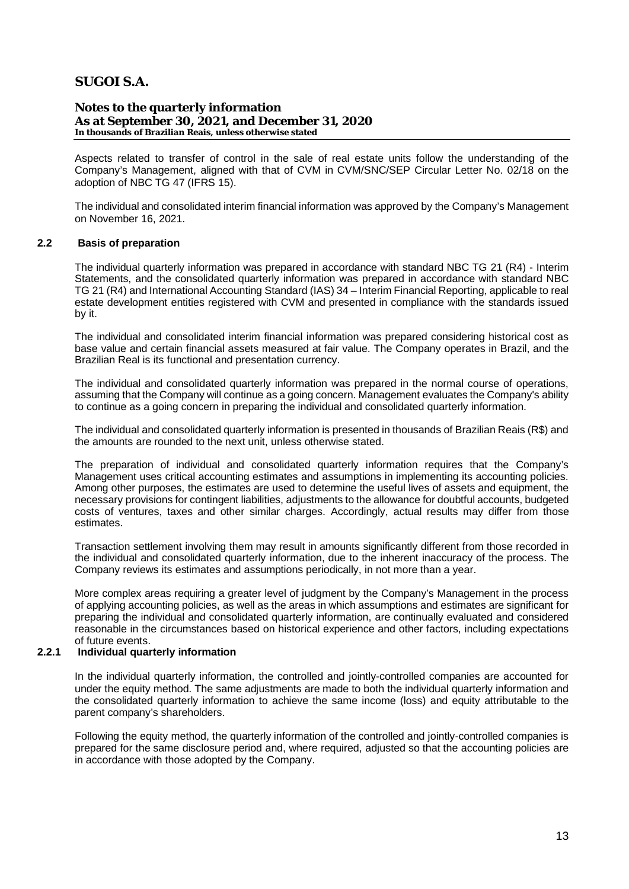Aspects related to transfer of control in the sale of real estate units follow the understanding of the Company's Management, aligned with that of CVM in CVM/SNC/SEP Circular Letter No. 02/18 on the adoption of NBC TG 47 (IFRS 15).

The individual and consolidated interim financial information was approved by the Company's Management on November 16, 2021.

### 2.2 Basis of preparation

The individual quarterly information was prepared in accordance with standard NBC TG 21 (R4) - Interim Statements, and the consolidated quarterly information was prepared in accordance with standard NBC TG 21 (R4) and International Accounting Standard (IAS) 34 – Interim Financial Reporting, applicable to real estate development entities registered with CVM and presented in compliance with the standards issued by it.

The individual and consolidated interim financial information was prepared considering historical cost as base value and certain financial assets measured at fair value. The Company operates in Brazil, and the Brazilian Real is its functional and presentation currency.

The individual and consolidated quarterly information was prepared in the normal course of operations, assuming that the Company will continue as a going concern. Management evaluates the Company's ability to continue as a going concern in preparing the individual and consolidated quarterly information.

The individual and consolidated quarterly information is presented in thousands of Brazilian Reais (R$) and the amounts are rounded to the next unit, unless otherwise stated.

The preparation of individual and consolidated quarterly information requires that the Company's Management uses critical accounting estimates and assumptions in implementing its accounting policies. Among other purposes, the estimates are used to determine the useful lives of assets and equipment, the necessary provisions for contingent liabilities, adjustments to the allowance for doubtful accounts, budgeted costs of ventures, taxes and other similar charges. Accordingly, actual results may differ from those estimates.

Transaction settlement involving them may result in amounts significantly different from those recorded in the individual and consolidated quarterly information, due to the inherent inaccuracy of the process. The Company reviews its estimates and assumptions periodically, in not more than a year.

More complex areas requiring a greater level of judgment by the Company's Management in the process of applying accounting policies, as well as the areas in which assumptions and estimates are significant for preparing the individual and consolidated quarterly information, are continually evaluated and considered reasonable in the circumstances based on historical experience and other factors, including expectations of future events.

#### 2.2.1 Individual quarterly information

In the individual quarterly information, the controlled and jointly-controlled companies are accounted for under the equity method. The same adjustments are made to both the individual quarterly information and the consolidated quarterly information to achieve the same income (loss) and equity attributable to the parent company's shareholders.

Following the equity method, the quarterly information of the controlled and jointly-controlled companies is prepared for the same disclosure period and, where required, adjusted so that the accounting policies are in accordance with those adopted by the Company.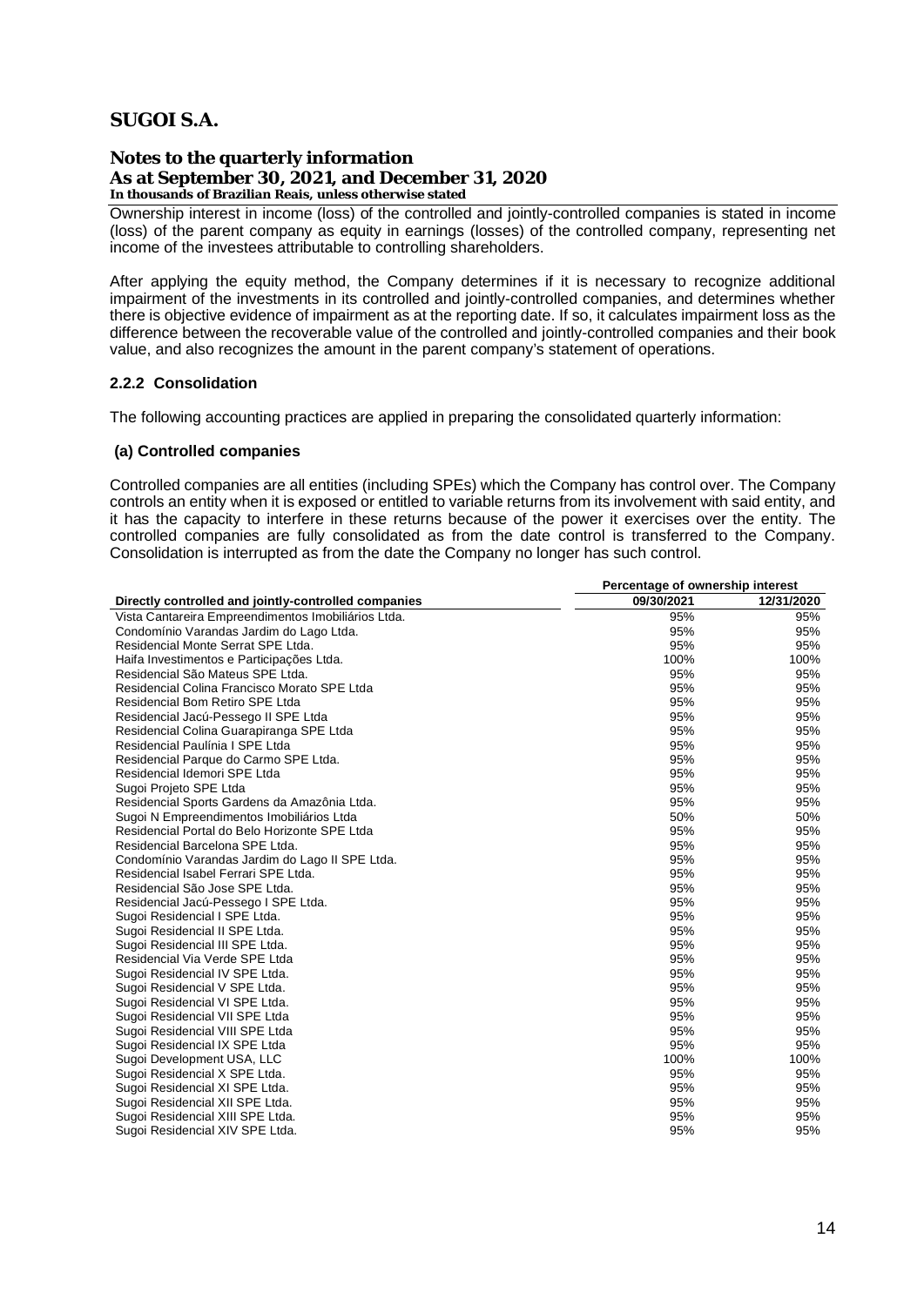Ownership interest in income (loss) of the controlled and jointly-controlled companies is stated in income (loss) of the parent company as equity in earnings (losses) of the controlled company, representing net income of the investees attributable to controlling shareholders.

After applying the equity method, the Company determines if it is necessary to recognize additional impairment of the investments in its controlled and jointly-controlled companies, and determines whether there is objective evidence of impairment as at the reporting date. If so, it calculates impairment loss as the difference between the recoverable value of the controlled and jointly-controlled companies and their book value, and also recognizes the amount in the parent company's statement of operations.

### 2.2.2 Consolidation

The following accounting practices are applied in preparing the consolidated quarterly information:

#### (a) Controlled companies

Controlled companies are all entities (including SPEs) which the Company has control over. The Company controls an entity when it is exposed or entitled to variable returns from its involvement with said entity, and it has the capacity to interfere in these returns because of the power it exercises over the entity. The controlled companies are fully consolidated as from the date control is transferred to the Company. Consolidation is interrupted as from the date the Company no longer has such control.

| | Percentage of ownership interest | |
|---|---|---|
| **Directly controlled and jointly-controlled companies** | **09/30/2021** | **12/31/2020** |
| Vista Cantareira Empreendimentos Imobiliários Ltda. | 95% | 95% |
| Condomínio Varandas Jardim do Lago Ltda. | 95% | 95% |
| Residencial Monte Serrat SPE Ltda. | 95% | 95% |
| Haifa Investimentos e Participações Ltda. | 100% | 100% |
| Residencial São Mateus SPE Ltda. | 95% | 95% |
| Residencial Colina Francisco Morato SPE Ltda | 95% | 95% |
| Residencial Bom Retiro SPE Ltda | 95% | 95% |
| Residencial Jacú-Pessego II SPE Ltda | 95% | 95% |
| Residencial Colina Guarapiranga SPE Ltda | 95% | 95% |
| Residencial Paulínia I SPE Ltda | 95% | 95% |
| Residencial Parque do Carmo SPE Ltda. | 95% | 95% |
| Residencial Idemori SPE Ltda | 95% | 95% |
| Sugoi Projeto SPE Ltda | 95% | 95% |
| Residencial Sports Gardens da Amazônia Ltda. | 95% | 95% |
| Sugoi N Empreendimentos Imobiliários Ltda | 50% | 50% |
| Residencial Portal do Belo Horizonte SPE Ltda | 95% | 95% |
| Residencial Barcelona SPE Ltda. | 95% | 95% |
| Condomínio Varandas Jardim do Lago II SPE Ltda. | 95% | 95% |
| Residencial Isabel Ferrari SPE Ltda. | 95% | 95% |
| Residencial São Jose SPE Ltda. | 95% | 95% |
| Residencial Jacú-Pessego I SPE Ltda. | 95% | 95% |
| Sugoi Residencial I SPE Ltda. | 95% | 95% |
| Sugoi Residencial II SPE Ltda. | 95% | 95% |
| Sugoi Residencial III SPE Ltda. | 95% | 95% |
| Residencial Via Verde SPE Ltda | 95% | 95% |
| Sugoi Residencial IV SPE Ltda. | 95% | 95% |
| Sugoi Residencial V SPE Ltda. | 95% | 95% |
| Sugoi Residencial VI SPE Ltda. | 95% | 95% |
| Sugoi Residencial VII SPE Ltda | 95% | 95% |
| Sugoi Residencial VIII SPE Ltda | 95% | 95% |
| Sugoi Residencial IX SPE Ltda | 95% | 95% |
| Sugoi Development USA, LLC | 100% | 100% |
| Sugoi Residencial X SPE Ltda. | 95% | 95% |
| Sugoi Residencial XI SPE Ltda. | 95% | 95% |
| Sugoi Residencial XII SPE Ltda. | 95% | 95% |
| Sugoi Residencial XIII SPE Ltda. | 95% | 95% |
| Sugoi Residencial XIV SPE Ltda. | 95% | 95% |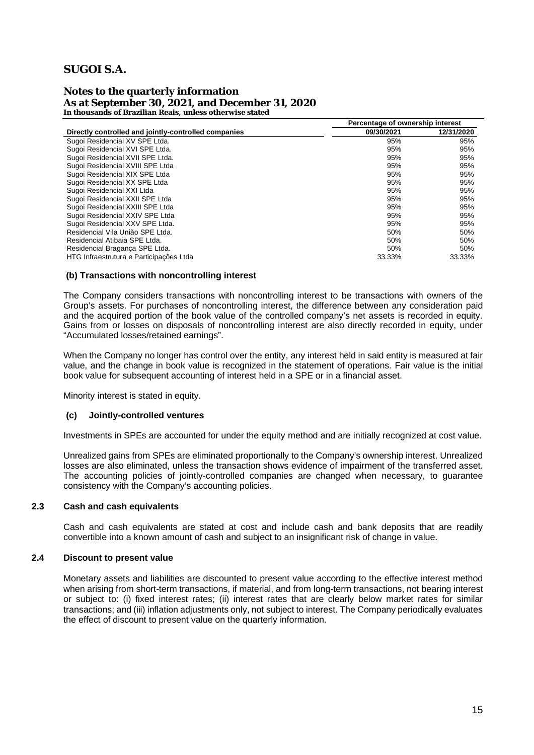| Directly controlled and jointly-controlled companies | Percentage of ownership interest | |
|---|---|---|
| | 09/30/2021 | 12/31/2020 |
| Sugoi Residencial XV SPE Ltda. | 95% | 95% |
| Sugoi Residencial XVI SPE Ltda. | 95% | 95% |
| Sugoi Residencial XVII SPE Ltda. | 95% | 95% |
| Sugoi Residencial XVIII SPE Ltda | 95% | 95% |
| Sugoi Residencial XIX SPE Ltda | 95% | 95% |
| Sugoi Residencial XX SPE Ltda | 95% | 95% |
| Sugoi Residencial XXI Ltda | 95% | 95% |
| Sugoi Residencial XXII SPE Ltda | 95% | 95% |
| Sugoi Residencial XXIII SPE Ltda | 95% | 95% |
| Sugoi Residencial XXIV SPE Ltda | 95% | 95% |
| Sugoi Residencial XXV SPE Ltda. | 95% | 95% |
| Residencial Vila União SPE Ltda. | 50% | 50% |
| Residencial Atibaia SPE Ltda. | 50% | 50% |
| Residencial Bragança SPE Ltda. | 50% | 50% |
| HTG Infraestrutura e Participações Ltda | 33.33% | 33.33% |

### (b) Transactions with noncontrolling interest

The Company considers transactions with noncontrolling interest to be transactions with owners of the Group's assets. For purchases of noncontrolling interest, the difference between any consideration paid and the acquired portion of the book value of the controlled company's net assets is recorded in equity. Gains from or losses on disposals of noncontrolling interest are also directly recorded in equity, under "Accumulated losses/retained earnings".

When the Company no longer has control over the entity, any interest held in said entity is measured at fair value, and the change in book value is recognized in the statement of operations. Fair value is the initial book value for subsequent accounting of interest held in a SPE or in a financial asset.

Minority interest is stated in equity.

### (c) Jointly-controlled ventures

Investments in SPEs are accounted for under the equity method and are initially recognized at cost value.

Unrealized gains from SPEs are eliminated proportionally to the Company's ownership interest. Unrealized losses are also eliminated, unless the transaction shows evidence of impairment of the transferred asset. The accounting policies of jointly-controlled companies are changed when necessary, to guarantee consistency with the Company's accounting policies.

## 2.3 Cash and cash equivalents

Cash and cash equivalents are stated at cost and include cash and bank deposits that are readily convertible into a known amount of cash and subject to an insignificant risk of change in value.

## 2.4 Discount to present value

Monetary assets and liabilities are discounted to present value according to the effective interest method when arising from short-term transactions, if material, and from long-term transactions, not bearing interest or subject to: (i) fixed interest rates; (ii) interest rates that are clearly below market rates for similar transactions; and (iii) inflation adjustments only, not subject to interest. The Company periodically evaluates the effect of discount to present value on the quarterly information.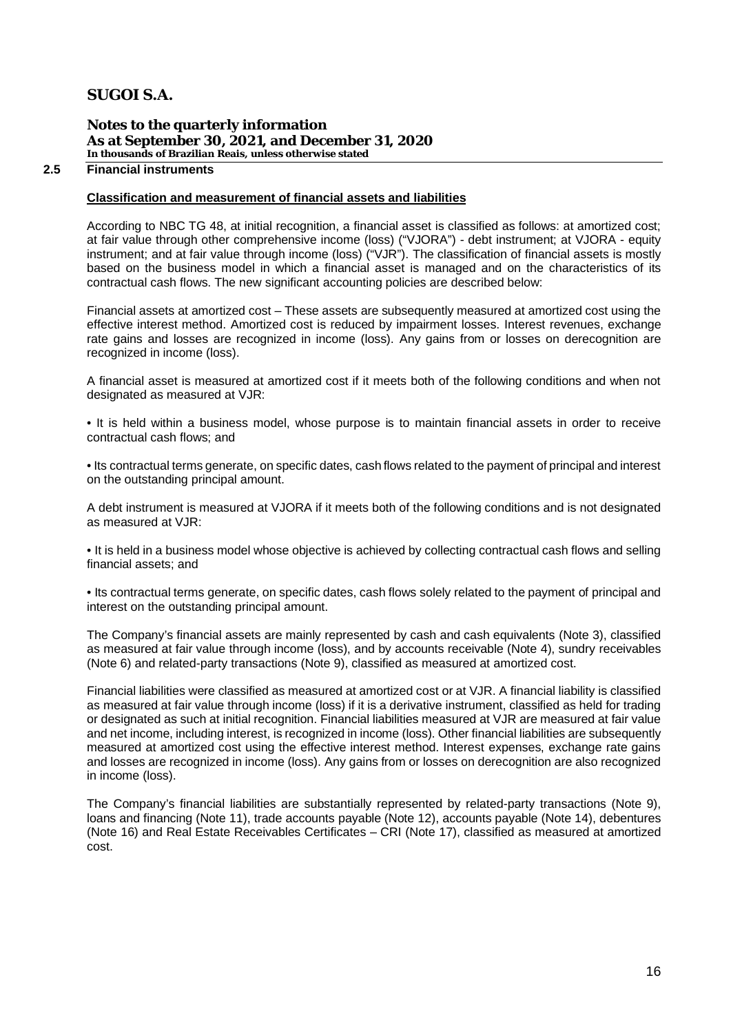### 2.5 Financial instruments

**Classification and measurement of financial assets and liabilities**

According to NBC TG 48, at initial recognition, a financial asset is classified as follows: at amortized cost; at fair value through other comprehensive income (loss) ("VJORA") - debt instrument; at VJORA - equity instrument; and at fair value through income (loss) ("VJR"). The classification of financial assets is mostly based on the business model in which a financial asset is managed and on the characteristics of its contractual cash flows. The new significant accounting policies are described below:

Financial assets at amortized cost – These assets are subsequently measured at amortized cost using the effective interest method. Amortized cost is reduced by impairment losses. Interest revenues, exchange rate gains and losses are recognized in income (loss). Any gains from or losses on derecognition are recognized in income (loss).

A financial asset is measured at amortized cost if it meets both of the following conditions and when not designated as measured at VJR:

• It is held within a business model, whose purpose is to maintain financial assets in order to receive contractual cash flows; and

• Its contractual terms generate, on specific dates, cash flows related to the payment of principal and interest on the outstanding principal amount.

A debt instrument is measured at VJORA if it meets both of the following conditions and is not designated as measured at VJR:

• It is held in a business model whose objective is achieved by collecting contractual cash flows and selling financial assets; and

• Its contractual terms generate, on specific dates, cash flows solely related to the payment of principal and interest on the outstanding principal amount.

The Company's financial assets are mainly represented by cash and cash equivalents (Note 3), classified as measured at fair value through income (loss), and by accounts receivable (Note 4), sundry receivables (Note 6) and related-party transactions (Note 9), classified as measured at amortized cost.

Financial liabilities were classified as measured at amortized cost or at VJR. A financial liability is classified as measured at fair value through income (loss) if it is a derivative instrument, classified as held for trading or designated as such at initial recognition. Financial liabilities measured at VJR are measured at fair value and net income, including interest, is recognized in income (loss). Other financial liabilities are subsequently measured at amortized cost using the effective interest method. Interest expenses, exchange rate gains and losses are recognized in income (loss). Any gains from or losses on derecognition are also recognized in income (loss).

The Company's financial liabilities are substantially represented by related-party transactions (Note 9), loans and financing (Note 11), trade accounts payable (Note 12), accounts payable (Note 14), debentures (Note 16) and Real Estate Receivables Certificates – CRI (Note 17), classified as measured at amortized cost.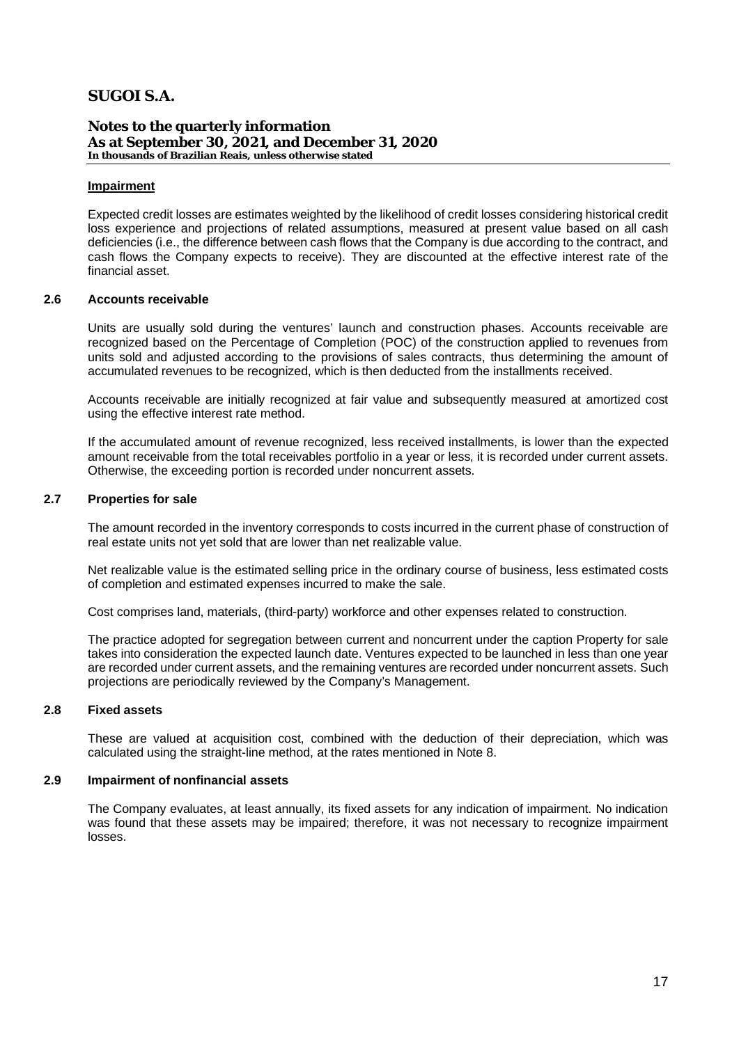#### Impairment

Expected credit losses are estimates weighted by the likelihood of credit losses considering historical credit loss experience and projections of related assumptions, measured at present value based on all cash deficiencies (i.e., the difference between cash flows that the Company is due according to the contract, and cash flows the Company expects to receive). They are discounted at the effective interest rate of the financial asset.

### 2.6 Accounts receivable

Units are usually sold during the ventures' launch and construction phases. Accounts receivable are recognized based on the Percentage of Completion (POC) of the construction applied to revenues from units sold and adjusted according to the provisions of sales contracts, thus determining the amount of accumulated revenues to be recognized, which is then deducted from the installments received.

Accounts receivable are initially recognized at fair value and subsequently measured at amortized cost using the effective interest rate method.

If the accumulated amount of revenue recognized, less received installments, is lower than the expected amount receivable from the total receivables portfolio in a year or less, it is recorded under current assets. Otherwise, the exceeding portion is recorded under noncurrent assets.

### 2.7 Properties for sale

The amount recorded in the inventory corresponds to costs incurred in the current phase of construction of real estate units not yet sold that are lower than net realizable value.

Net realizable value is the estimated selling price in the ordinary course of business, less estimated costs of completion and estimated expenses incurred to make the sale.

Cost comprises land, materials, (third-party) workforce and other expenses related to construction.

The practice adopted for segregation between current and noncurrent under the caption Property for sale takes into consideration the expected launch date. Ventures expected to be launched in less than one year are recorded under current assets, and the remaining ventures are recorded under noncurrent assets. Such projections are periodically reviewed by the Company's Management.

### 2.8 Fixed assets

These are valued at acquisition cost, combined with the deduction of their depreciation, which was calculated using the straight-line method, at the rates mentioned in Note 8.

### 2.9 Impairment of nonfinancial assets

The Company evaluates, at least annually, its fixed assets for any indication of impairment. No indication was found that these assets may be impaired; therefore, it was not necessary to recognize impairment losses.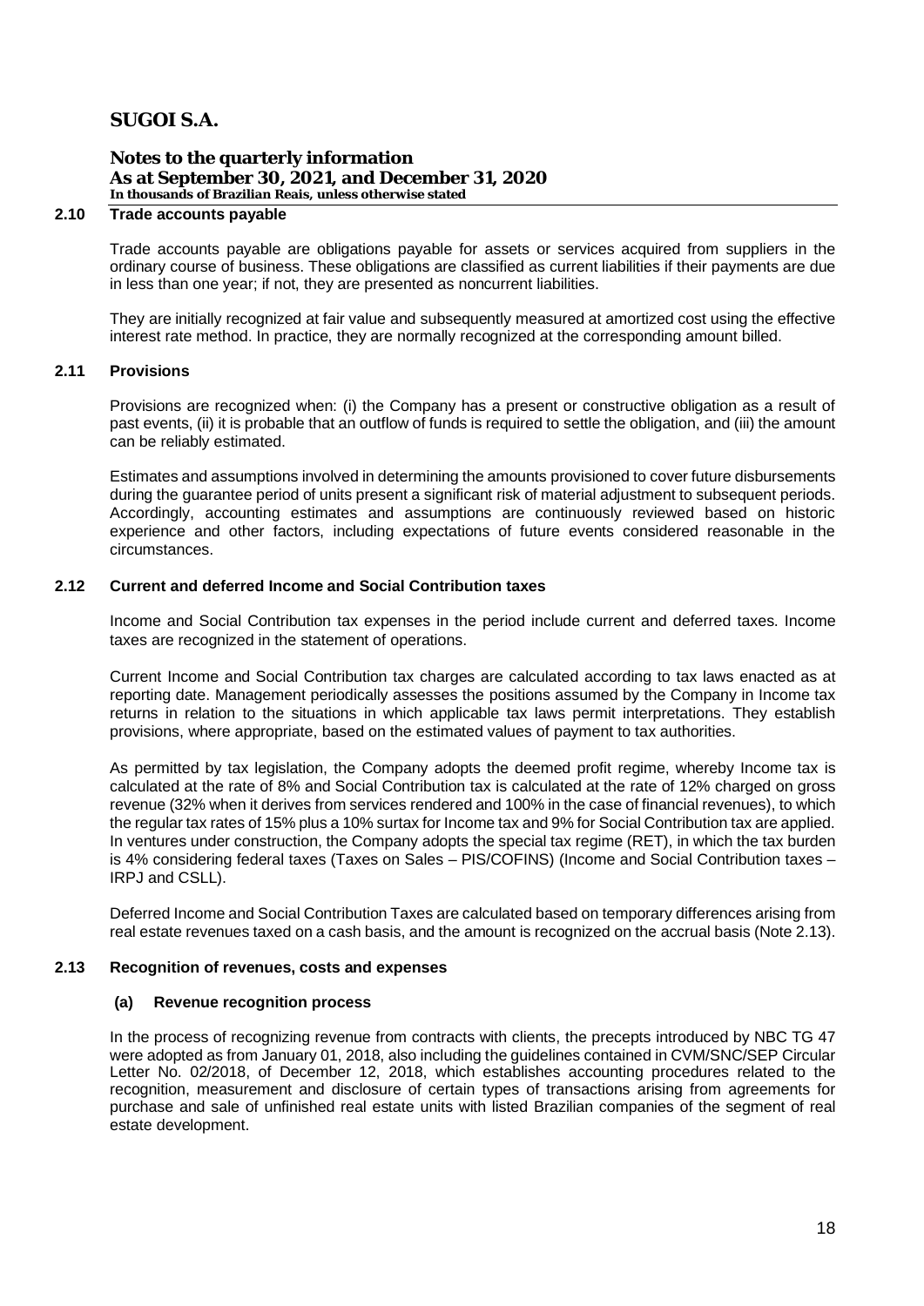### 2.10 Trade accounts payable

Trade accounts payable are obligations payable for assets or services acquired from suppliers in the ordinary course of business. These obligations are classified as current liabilities if their payments are due in less than one year; if not, they are presented as noncurrent liabilities.

They are initially recognized at fair value and subsequently measured at amortized cost using the effective interest rate method. In practice, they are normally recognized at the corresponding amount billed.

### 2.11 Provisions

Provisions are recognized when: (i) the Company has a present or constructive obligation as a result of past events, (ii) it is probable that an outflow of funds is required to settle the obligation, and (iii) the amount can be reliably estimated.

Estimates and assumptions involved in determining the amounts provisioned to cover future disbursements during the guarantee period of units present a significant risk of material adjustment to subsequent periods. Accordingly, accounting estimates and assumptions are continuously reviewed based on historic experience and other factors, including expectations of future events considered reasonable in the circumstances.

### 2.12 Current and deferred Income and Social Contribution taxes

Income and Social Contribution tax expenses in the period include current and deferred taxes. Income taxes are recognized in the statement of operations.

Current Income and Social Contribution tax charges are calculated according to tax laws enacted as at reporting date. Management periodically assesses the positions assumed by the Company in Income tax returns in relation to the situations in which applicable tax laws permit interpretations. They establish provisions, where appropriate, based on the estimated values of payment to tax authorities.

As permitted by tax legislation, the Company adopts the deemed profit regime, whereby Income tax is calculated at the rate of 8% and Social Contribution tax is calculated at the rate of 12% charged on gross revenue (32% when it derives from services rendered and 100% in the case of financial revenues), to which the regular tax rates of 15% plus a 10% surtax for Income tax and 9% for Social Contribution tax are applied. In ventures under construction, the Company adopts the special tax regime (RET), in which the tax burden is 4% considering federal taxes (Taxes on Sales – PIS/COFINS) (Income and Social Contribution taxes – IRPJ and CSLL).

Deferred Income and Social Contribution Taxes are calculated based on temporary differences arising from real estate revenues taxed on a cash basis, and the amount is recognized on the accrual basis (Note 2.13).

### 2.13 Recognition of revenues, costs and expenses

#### (a) Revenue recognition process

In the process of recognizing revenue from contracts with clients, the precepts introduced by NBC TG 47 were adopted as from January 01, 2018, also including the guidelines contained in CVM/SNC/SEP Circular Letter No. 02/2018, of December 12, 2018, which establishes accounting procedures related to the recognition, measurement and disclosure of certain types of transactions arising from agreements for purchase and sale of unfinished real estate units with listed Brazilian companies of the segment of real estate development.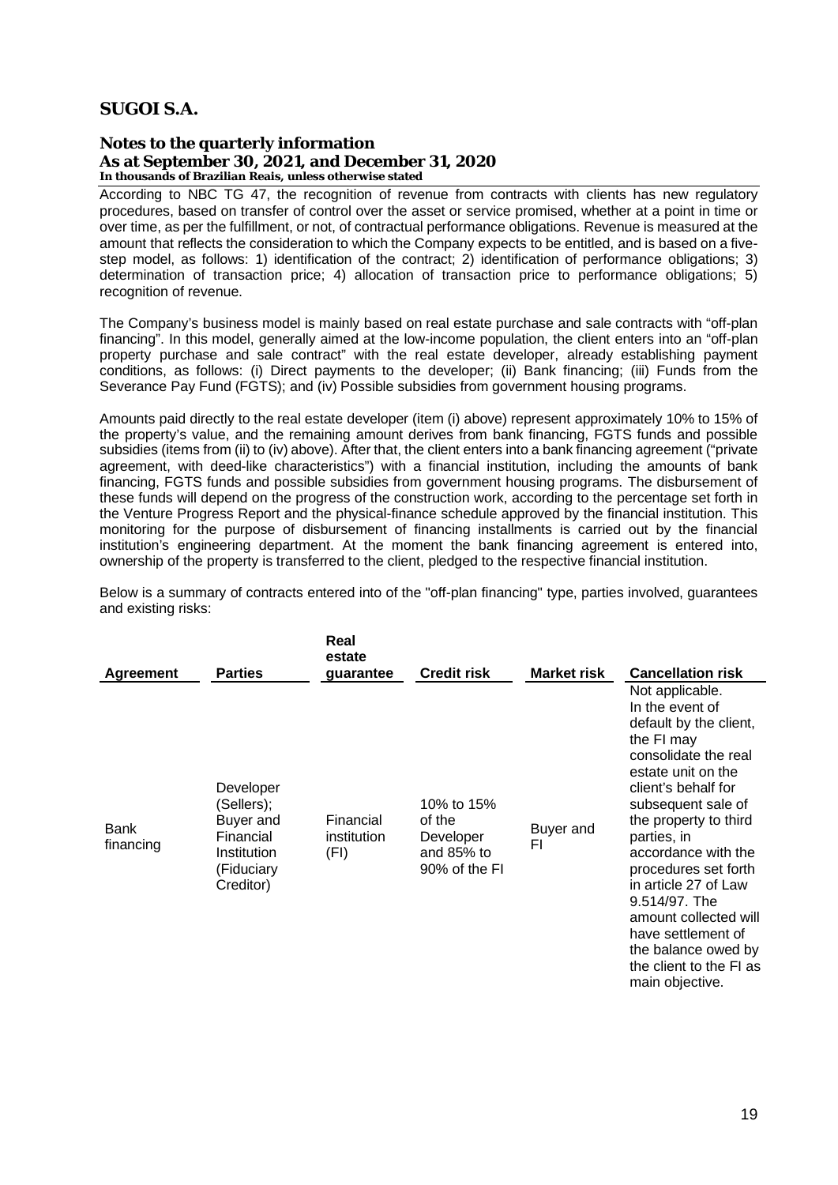According to NBC TG 47, the recognition of revenue from contracts with clients has new regulatory procedures, based on transfer of control over the asset or service promised, whether at a point in time or over time, as per the fulfillment, or not, of contractual performance obligations. Revenue is measured at the amount that reflects the consideration to which the Company expects to be entitled, and is based on a five-step model, as follows: 1) identification of the contract; 2) identification of performance obligations; 3) determination of transaction price; 4) allocation of transaction price to performance obligations; 5) recognition of revenue.

The Company's business model is mainly based on real estate purchase and sale contracts with "off-plan financing". In this model, generally aimed at the low-income population, the client enters into an "off-plan property purchase and sale contract" with the real estate developer, already establishing payment conditions, as follows: (i) Direct payments to the developer; (ii) Bank financing; (iii) Funds from the Severance Pay Fund (FGTS); and (iv) Possible subsidies from government housing programs.

Amounts paid directly to the real estate developer (item (i) above) represent approximately 10% to 15% of the property's value, and the remaining amount derives from bank financing, FGTS funds and possible subsidies (items from (ii) to (iv) above). After that, the client enters into a bank financing agreement ("private agreement, with deed-like characteristics") with a financial institution, including the amounts of bank financing, FGTS funds and possible subsidies from government housing programs. The disbursement of these funds will depend on the progress of the construction work, according to the percentage set forth in the Venture Progress Report and the physical-finance schedule approved by the financial institution. This monitoring for the purpose of disbursement of financing installments is carried out by the financial institution's engineering department. At the moment the bank financing agreement is entered into, ownership of the property is transferred to the client, pledged to the respective financial institution.

Below is a summary of contracts entered into of the "off-plan financing" type, parties involved, guarantees and existing risks:

| Agreement | Parties | Real estate guarantee | Credit risk | Market risk | Cancellation risk |
|---|---|---|---|---|---|
| Bank financing | Developer (Sellers); Buyer and Financial Institution (Fiduciary Creditor) | Financial institution (FI) | 10% to 15% of the Developer and 85% to 90% of the FI | Buyer and FI | Not applicable. In the event of default by the client, the FI may consolidate the real estate unit on the client's behalf for subsequent sale of the property to third parties, in accordance with the procedures set forth in article 27 of Law 9.514/97. The amount collected will have settlement of the balance owed by the client to the FI as main objective. |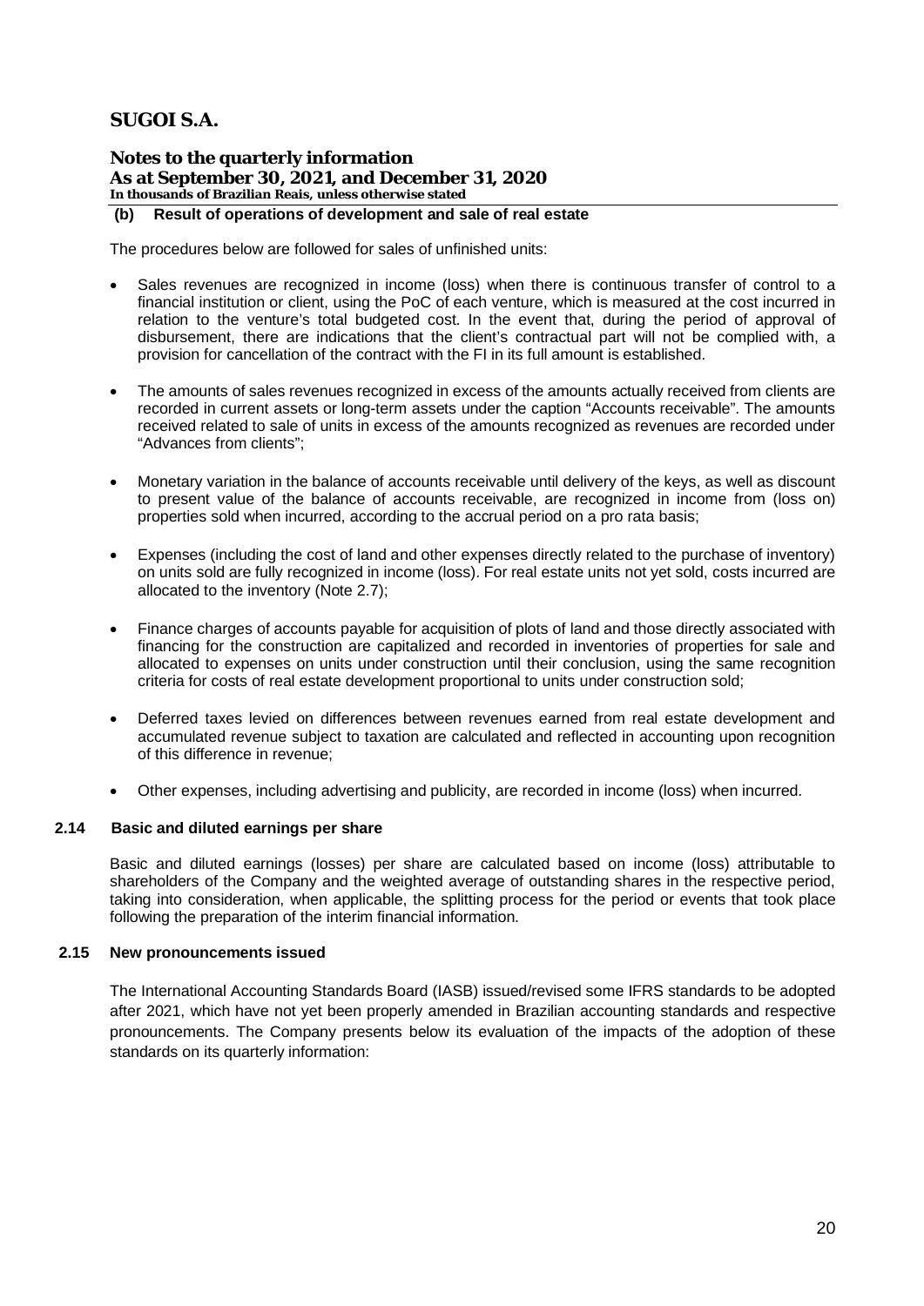**(b) Result of operations of development and sale of real estate**

The procedures below are followed for sales of unfinished units:

- Sales revenues are recognized in income (loss) when there is continuous transfer of control to a financial institution or client, using the PoC of each venture, which is measured at the cost incurred in relation to the venture's total budgeted cost. In the event that, during the period of approval of disbursement, there are indications that the client's contractual part will not be complied with, a provision for cancellation of the contract with the FI in its full amount is established.

- The amounts of sales revenues recognized in excess of the amounts actually received from clients are recorded in current assets or long-term assets under the caption "Accounts receivable". The amounts received related to sale of units in excess of the amounts recognized as revenues are recorded under "Advances from clients";

- Monetary variation in the balance of accounts receivable until delivery of the keys, as well as discount to present value of the balance of accounts receivable, are recognized in income from (loss on) properties sold when incurred, according to the accrual period on a pro rata basis;

- Expenses (including the cost of land and other expenses directly related to the purchase of inventory) on units sold are fully recognized in income (loss). For real estate units not yet sold, costs incurred are allocated to the inventory (Note 2.7);

- Finance charges of accounts payable for acquisition of plots of land and those directly associated with financing for the construction are capitalized and recorded in inventories of properties for sale and allocated to expenses on units under construction until their conclusion, using the same recognition criteria for costs of real estate development proportional to units under construction sold;

- Deferred taxes levied on differences between revenues earned from real estate development and accumulated revenue subject to taxation are calculated and reflected in accounting upon recognition of this difference in revenue;

- Other expenses, including advertising and publicity, are recorded in income (loss) when incurred.

## 2.14 Basic and diluted earnings per share

Basic and diluted earnings (losses) per share are calculated based on income (loss) attributable to shareholders of the Company and the weighted average of outstanding shares in the respective period, taking into consideration, when applicable, the splitting process for the period or events that took place following the preparation of the interim financial information.

## 2.15 New pronouncements issued

The International Accounting Standards Board (IASB) issued/revised some IFRS standards to be adopted after 2021, which have not yet been properly amended in Brazilian accounting standards and respective pronouncements. The Company presents below its evaluation of the impacts of the adoption of these standards on its quarterly information: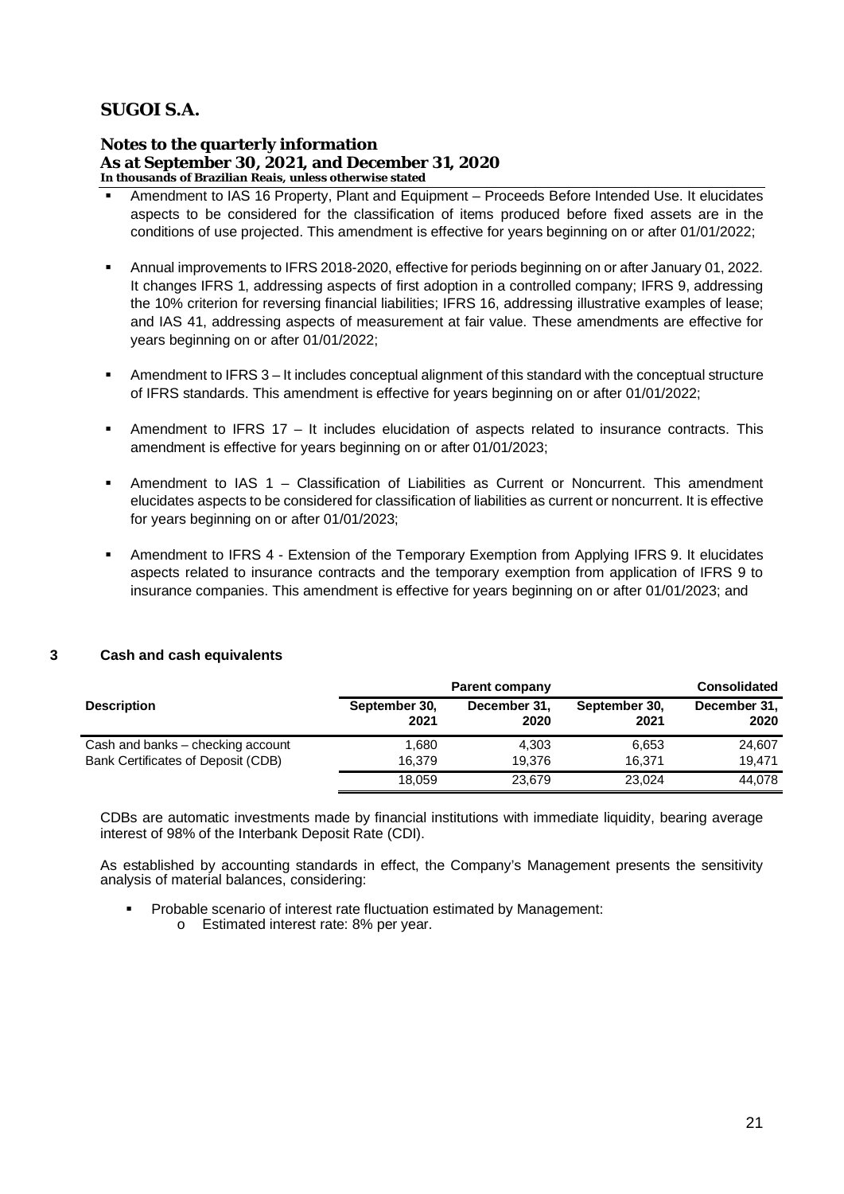- Amendment to IAS 16 Property, Plant and Equipment – Proceeds Before Intended Use. It elucidates aspects to be considered for the classification of items produced before fixed assets are in the conditions of use projected. This amendment is effective for years beginning on or after 01/01/2022;

- Annual improvements to IFRS 2018-2020, effective for periods beginning on or after January 01, 2022. It changes IFRS 1, addressing aspects of first adoption in a controlled company; IFRS 9, addressing the 10% criterion for reversing financial liabilities; IFRS 16, addressing illustrative examples of lease; and IAS 41, addressing aspects of measurement at fair value. These amendments are effective for years beginning on or after 01/01/2022;

- Amendment to IFRS 3 – It includes conceptual alignment of this standard with the conceptual structure of IFRS standards. This amendment is effective for years beginning on or after 01/01/2022;

- Amendment to IFRS 17 – It includes elucidation of aspects related to insurance contracts. This amendment is effective for years beginning on or after 01/01/2023;

- Amendment to IAS 1 – Classification of Liabilities as Current or Noncurrent. This amendment elucidates aspects to be considered for classification of liabilities as current or noncurrent. It is effective for years beginning on or after 01/01/2023;

- Amendment to IFRS 4 - Extension of the Temporary Exemption from Applying IFRS 9. It elucidates aspects related to insurance contracts and the temporary exemption from application of IFRS 9 to insurance companies. This amendment is effective for years beginning on or after 01/01/2023; and

## 3 Cash and cash equivalents

| | Parent company | | Consolidated | |
|---|---|---|---|---|
| **Description** | **September 30, 2021** | **December 31, 2020** | **September 30, 2021** | **December 31, 2020** |
| Cash and banks – checking account | 1,680 | 4,303 | 6,653 | 24,607 |
| Bank Certificates of Deposit (CDB) | 16,379 | 19,376 | 16,371 | 19,471 |
| | 18,059 | 23,679 | 23,024 | 44,078 |

CDBs are automatic investments made by financial institutions with immediate liquidity, bearing average interest of 98% of the Interbank Deposit Rate (CDI).

As established by accounting standards in effect, the Company's Management presents the sensitivity analysis of material balances, considering:

- Probable scenario of interest rate fluctuation estimated by Management:
  - Estimated interest rate: 8% per year.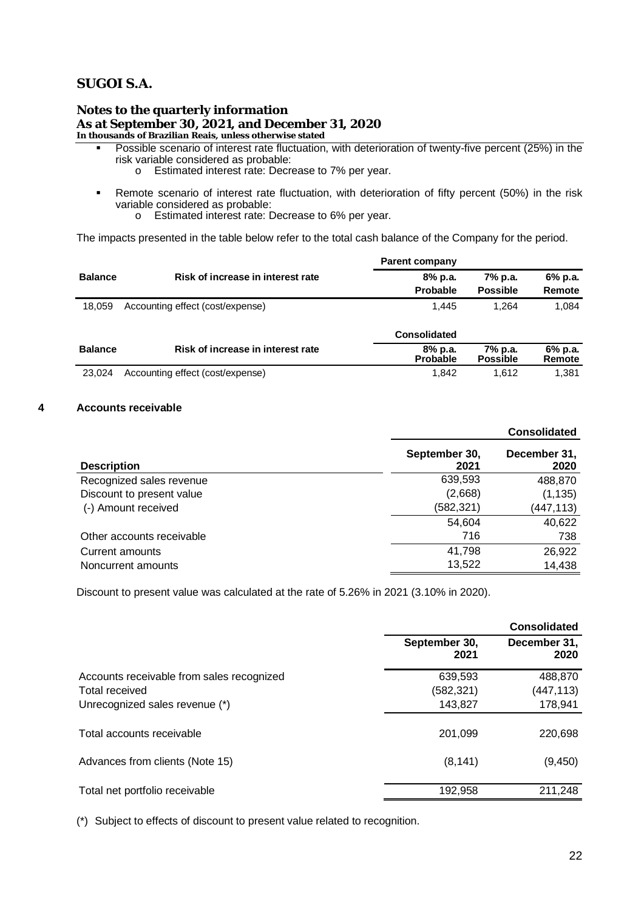- Possible scenario of interest rate fluctuation, with deterioration of twenty-five percent (25%) in the risk variable considered as probable:
  - Estimated interest rate: Decrease to 7% per year.

- Remote scenario of interest rate fluctuation, with deterioration of fifty percent (50%) in the risk variable considered as probable:
  - Estimated interest rate: Decrease to 6% per year.

The impacts presented in the table below refer to the total cash balance of the Company for the period.

| | | Parent company | | |
|---|---|---|---|---|
| **Balance** | **Risk of increase in interest rate** | **8% p.a. Probable** | **7% p.a. Possible** | **6% p.a. Remote** |
| 18,059 | Accounting effect (cost/expense) | 1,445 | 1,264 | 1,084 |

| | | Consolidated | | |
|---|---|---|---|---|
| **Balance** | **Risk of increase in interest rate** | **8% p.a. Probable** | **7% p.a. Possible** | **6% p.a. Remote** |
| 23,024 | Accounting effect (cost/expense) | 1,842 | 1,612 | 1,381 |

## 4 Accounts receivable

| | Consolidated | |
|---|---|---|
| **Description** | **September 30, 2021** | **December 31, 2020** |
| Recognized sales revenue | 639,593 | 488,870 |
| Discount to present value | (2,668) | (1,135) |
| (-) Amount received | (582,321) | (447,113) |
| | 54,604 | 40,622 |
| Other accounts receivable | 716 | 738 |
| Current amounts | 41,798 | 26,922 |
| Noncurrent amounts | 13,522 | 14,438 |

Discount to present value was calculated at the rate of 5.26% in 2021 (3.10% in 2020).

| | Consolidated | |
|---|---|---|
| | **September 30, 2021** | **December 31, 2020** |
| Accounts receivable from sales recognized | 639,593 | 488,870 |
| Total received | (582,321) | (447,113) |
| Unrecognized sales revenue (*) | 143,827 | 178,941 |
| Total accounts receivable | 201,099 | 220,698 |
| Advances from clients (Note 15) | (8,141) | (9,450) |
| Total net portfolio receivable | 192,958 | 211,248 |

(*) Subject to effects of discount to present value related to recognition.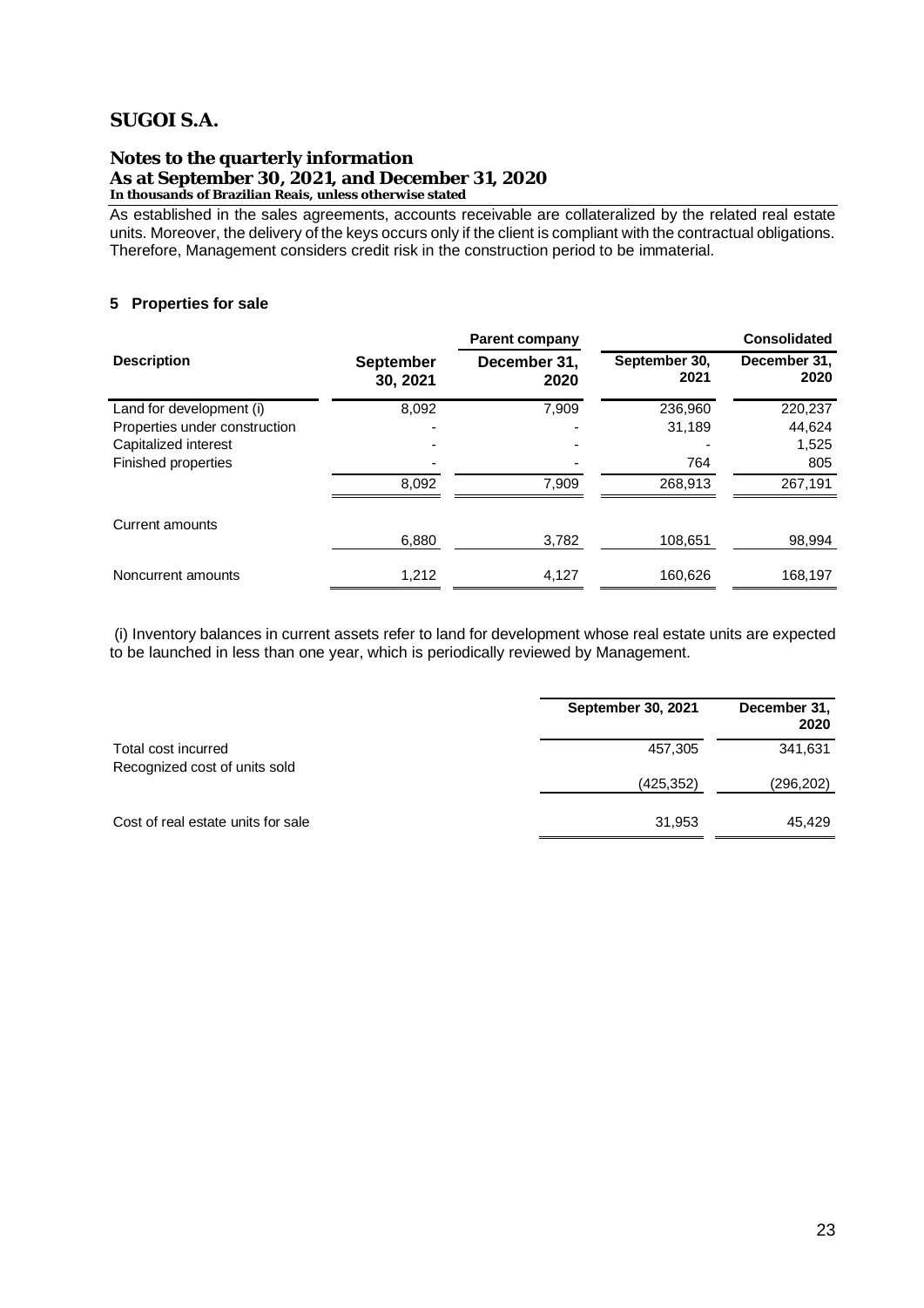As established in the sales agreements, accounts receivable are collateralized by the related real estate units. Moreover, the delivery of the keys occurs only if the client is compliant with the contractual obligations. Therefore, Management considers credit risk in the construction period to be immaterial.

## 5 Properties for sale

| | Parent company | | Consolidated | |
|---|---|---|---|---|
| **Description** | **September 30, 2021** | **December 31, 2020** | **September 30, 2021** | **December 31, 2020** |
| Land for development (i) | 8,092 | 7,909 | 236,960 | 220,237 |
| Properties under construction | - | - | 31,189 | 44,624 |
| Capitalized interest | - | - | - | 1,525 |
| Finished properties | - | - | 764 | 805 |
| | 8,092 | 7,909 | 268,913 | 267,191 |
| Current amounts | 6,880 | 3,782 | 108,651 | 98,994 |
| Noncurrent amounts | 1,212 | 4,127 | 160,626 | 168,197 |

(i) Inventory balances in current assets refer to land for development whose real estate units are expected to be launched in less than one year, which is periodically reviewed by Management.

| | September 30, 2021 | December 31, 2020 |
|---|---|---|
| Total cost incurred | 457,305 | 341,631 |
| Recognized cost of units sold | (425,352) | (296,202) |
| Cost of real estate units for sale | 31,953 | 45,429 |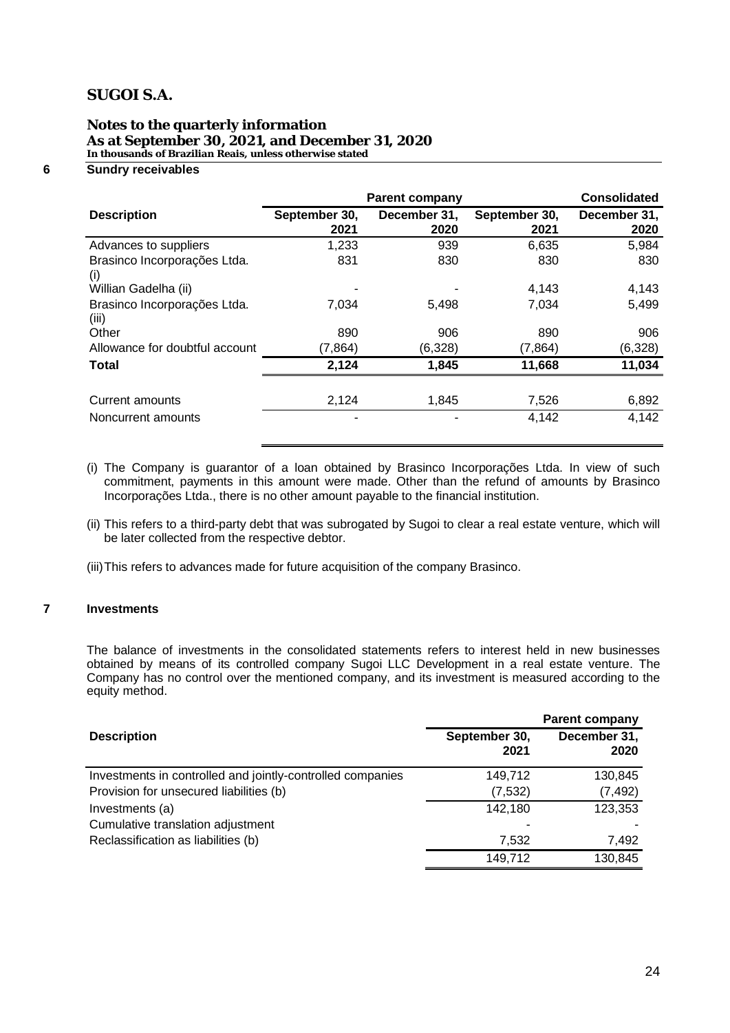# SUGOI S.A.

## Notes to the quarterly information
**As at September 30, 2021, and December 31, 2020**
**In thousands of Brazilian Reais, unless otherwise stated**

## 6 Sundry receivables

| | Parent company | | Consolidated | |
|---|---|---|---|---|
| **Description** | **September 30, 2021** | **December 31, 2020** | **September 30, 2021** | **December 31, 2020** |
| Advances to suppliers | 1,233 | 939 | 6,635 | 5,984 |
| Brasinco Incorporações Ltda. (i) | 831 | 830 | 830 | 830 |
| Willian Gadelha (ii) | - | - | 4,143 | 4,143 |
| Brasinco Incorporações Ltda. (iii) | 7,034 | 5,498 | 7,034 | 5,499 |
| Other | 890 | 906 | 890 | 906 |
| Allowance for doubtful account | (7,864) | (6,328) | (7,864) | (6,328) |
| **Total** | **2,124** | **1,845** | **11,668** | **11,034** |
| Current amounts | 2,124 | 1,845 | 7,526 | 6,892 |
| Noncurrent amounts | - | - | 4,142 | 4,142 |

(i) The Company is guarantor of a loan obtained by Brasinco Incorporações Ltda. In view of such commitment, payments in this amount were made. Other than the refund of amounts by Brasinco Incorporações Ltda., there is no other amount payable to the financial institution.

(ii) This refers to a third-party debt that was subrogated by Sugoi to clear a real estate venture, which will be later collected from the respective debtor.

(iii) This refers to advances made for future acquisition of the company Brasinco.

## 7 Investments

The balance of investments in the consolidated statements refers to interest held in new businesses obtained by means of its controlled company Sugoi LLC Development in a real estate venture. The Company has no control over the mentioned company, and its investment is measured according to the equity method.

| | Parent company | |
|---|---|---|
| **Description** | **September 30, 2021** | **December 31, 2020** |
| Investments in controlled and jointly-controlled companies | 149,712 | 130,845 |
| Provision for unsecured liabilities (b) | (7,532) | (7,492) |
| Investments (a) | 142,180 | 123,353 |
| Cumulative translation adjustment | - | - |
| Reclassification as liabilities (b) | 7,532 | 7,492 |
| | 149,712 | 130,845 |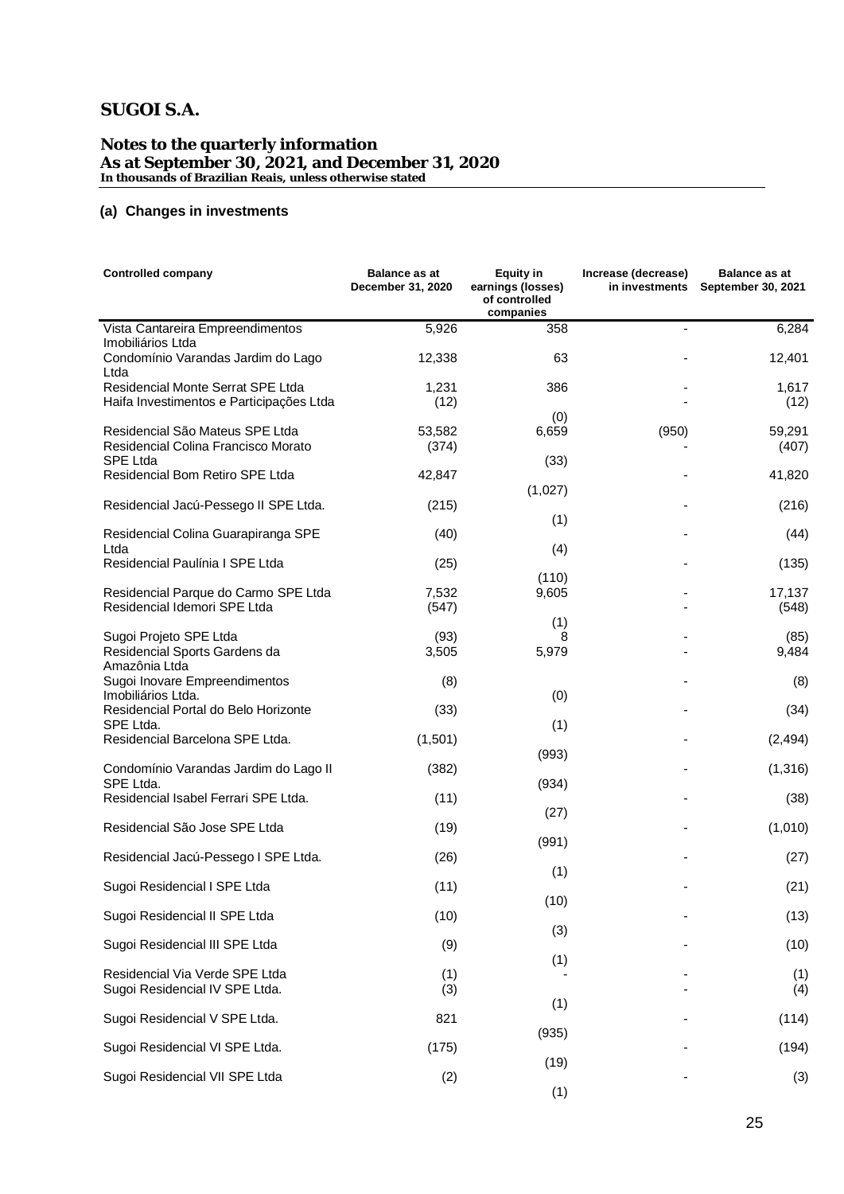# SUGOI S.A.

## Notes to the quarterly information
**As at September 30, 2021, and December 31, 2020**
**In thousands of Brazilian Reais, unless otherwise stated**

### (a) Changes in investments

| Controlled company | Balance as at December 31, 2020 | Equity in earnings (losses) of controlled companies | Increase (decrease) in investments | Balance as at September 30, 2021 |
|---|---|---|---|---|
| Vista Cantareira Empreendimentos Imobiliários Ltda | 5,926 | 358 | - | 6,284 |
| Condomínio Varandas Jardim do Lago Ltda | 12,338 | 63 | - | 12,401 |
| Residencial Monte Serrat SPE Ltda | 1,231 | 386 | - | 1,617 |
| Haifa Investimentos e Participações Ltda | (12) | (0) | - | (12) |
| Residencial São Mateus SPE Ltda | 53,582 | 6,659 | (950) | 59,291 |
| Residencial Colina Francisco Morato SPE Ltda | (374) | (33) | - | (407) |
| Residencial Bom Retiro SPE Ltda | 42,847 | (1,027) | - | 41,820 |
| Residencial Jacú-Pessego II SPE Ltda. | (215) | (1) | - | (216) |
| Residencial Colina Guarapiranga SPE Ltda | (40) | (4) | - | (44) |
| Residencial Paulínia I SPE Ltda | (25) | (110) | - | (135) |
| Residencial Parque do Carmo SPE Ltda | 7,532 | 9,605 | - | 17,137 |
| Residencial Idemori SPE Ltda | (547) | (1) | - | (548) |
| Sugoi Projeto SPE Ltda | (93) | 8 | - | (85) |
| Residencial Sports Gardens da Amazônia Ltda | 3,505 | 5,979 | - | 9,484 |
| Sugoi Inovare Empreendimentos Imobiliários Ltda. | (8) | (0) | - | (8) |
| Residencial Portal do Belo Horizonte SPE Ltda. | (33) | (1) | - | (34) |
| Residencial Barcelona SPE Ltda. | (1,501) | (993) | - | (2,494) |
| Condomínio Varandas Jardim do Lago II SPE Ltda. | (382) | (934) | - | (1,316) |
| Residencial Isabel Ferrari SPE Ltda. | (11) | (27) | - | (38) |
| Residencial São Jose SPE Ltda | (19) | (991) | - | (1,010) |
| Residencial Jacú-Pessego I SPE Ltda. | (26) | (1) | - | (27) |
| Sugoi Residencial I SPE Ltda | (11) | (10) | - | (21) |
| Sugoi Residencial II SPE Ltda | (10) | (3) | - | (13) |
| Sugoi Residencial III SPE Ltda | (9) | (1) | - | (10) |
| Residencial Via Verde SPE Ltda | (1) | - | - | (1) |
| Sugoi Residencial IV SPE Ltda. | (3) | (1) | - | (4) |
| Sugoi Residencial V SPE Ltda. | 821 | (935) | - | (114) |
| Sugoi Residencial VI SPE Ltda. | (175) | (19) | - | (194) |
| Sugoi Residencial VII SPE Ltda | (2) | (1) | - | (3) |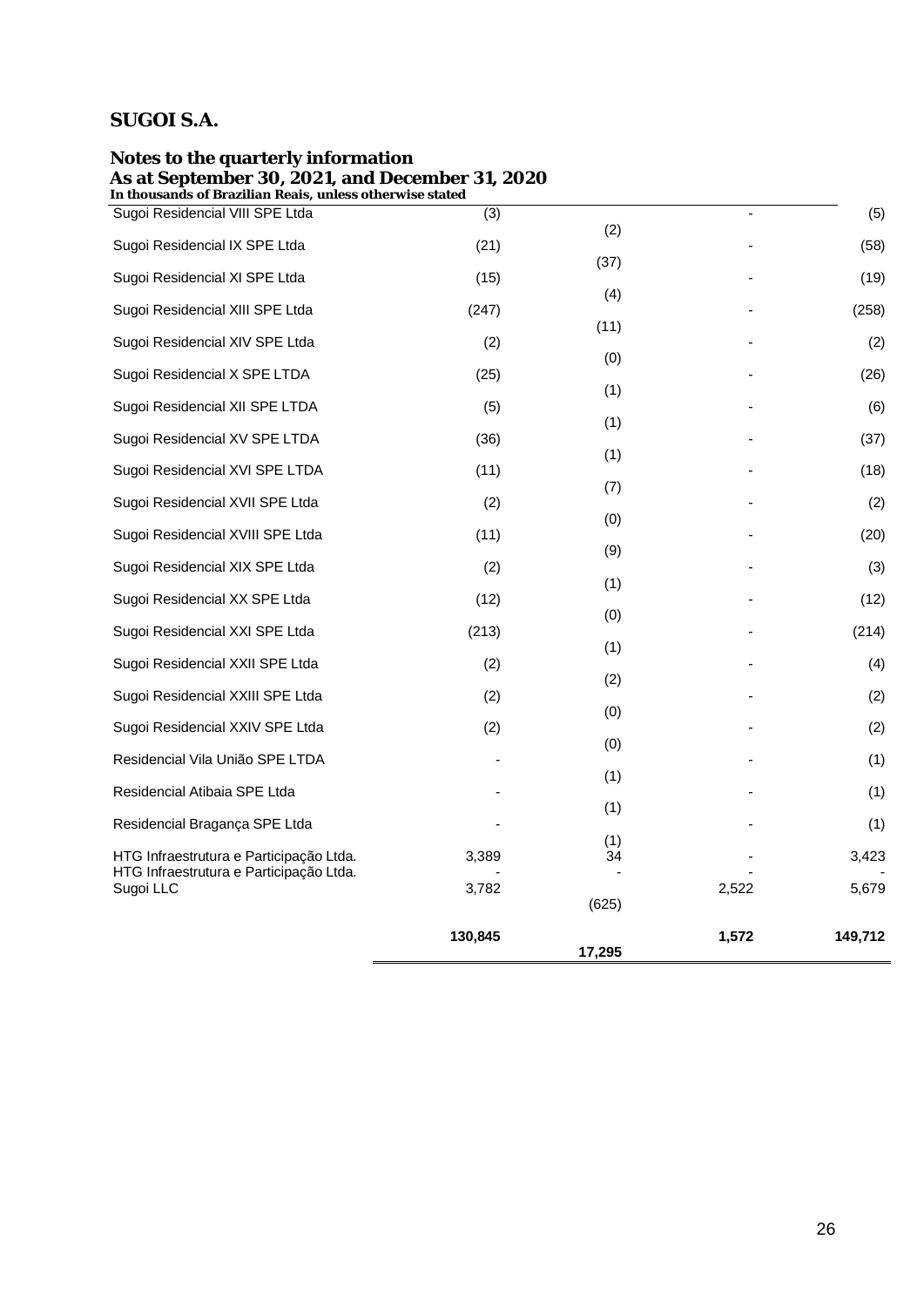| | | | |
|---|---|---|---|
| Sugoi Residencial VIII SPE Ltda | (3) | (2) | - | (5) |
| Sugoi Residencial IX SPE Ltda | (21) | (37) | - | (58) |
| Sugoi Residencial XI SPE Ltda | (15) | (4) | - | (19) |
| Sugoi Residencial XIII SPE Ltda | (247) | (11) | - | (258) |
| Sugoi Residencial XIV SPE Ltda | (2) | (0) | - | (2) |
| Sugoi Residencial X SPE LTDA | (25) | (1) | - | (26) |
| Sugoi Residencial XII SPE LTDA | (5) | (1) | - | (6) |
| Sugoi Residencial XV SPE LTDA | (36) | (1) | - | (37) |
| Sugoi Residencial XVI SPE LTDA | (11) | (7) | - | (18) |
| Sugoi Residencial XVII SPE Ltda | (2) | (0) | - | (2) |
| Sugoi Residencial XVIII SPE Ltda | (11) | (9) | - | (20) |
| Sugoi Residencial XIX SPE Ltda | (2) | (1) | - | (3) |
| Sugoi Residencial XX SPE Ltda | (12) | (0) | - | (12) |
| Sugoi Residencial XXI SPE Ltda | (213) | (1) | - | (214) |
| Sugoi Residencial XXII SPE Ltda | (2) | (2) | - | (4) |
| Sugoi Residencial XXIII SPE Ltda | (2) | (0) | - | (2) |
| Sugoi Residencial XXIV SPE Ltda | (2) | (0) | - | (2) |
| Residencial Vila União SPE LTDA | - | (1) | - | (1) |
| Residencial Atibaia SPE Ltda | - | (1) | - | (1) |
| Residencial Bragança SPE Ltda | - | (1) | - | (1) |
| HTG Infraestrutura e Participação Ltda. | 3,389 | 34 | - | 3,423 |
| HTG Infraestrutura e Participação Ltda. | - | - | - | - |
| Sugoi LLC | 3,782 | (625) | 2,522 | 5,679 |
| | **130,845** | **17,295** | **1,572** | **149,712** |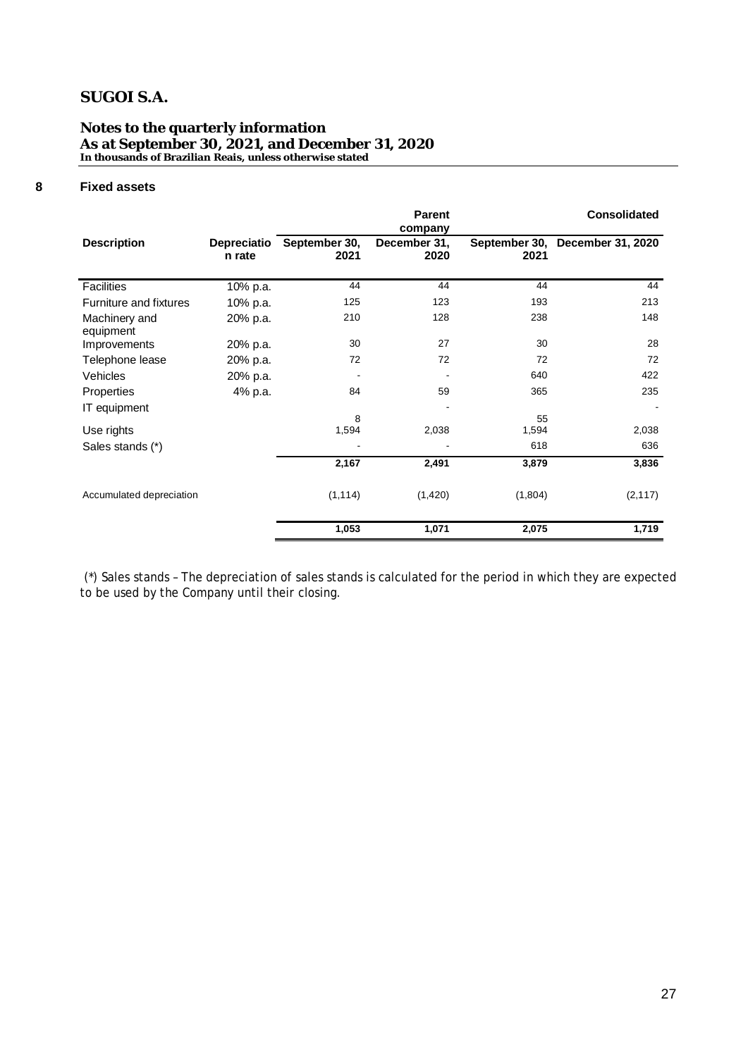# SUGOI S.A.

## Notes to the quarterly information
**As at September 30, 2021, and December 31, 2020**
***In thousands of Brazilian Reais, unless otherwise stated***

### 8 Fixed assets

| | | Parent company | | Consolidated | |
|---|---|---|---|---|---|
| **Description** | **Depreciation rate** | **September 30, 2021** | **December 31, 2020** | **September 30, 2021** | **December 31, 2020** |
| Facilities | 10% p.a. | 44 | 44 | 44 | 44 |
| Furniture and fixtures | 10% p.a. | 125 | 123 | 193 | 213 |
| Machinery and equipment | 20% p.a. | 210 | 128 | 238 | 148 |
| Improvements | 20% p.a. | 30 | 27 | 30 | 28 |
| Telephone lease | 20% p.a. | 72 | 72 | 72 | 72 |
| Vehicles | 20% p.a. | - | - | 640 | 422 |
| Properties | 4% p.a. | 84 | 59 | 365 | 235 |
| IT equipment | | 8 | - | 55 | - |
| Use rights | | 1,594 | 2,038 | 1,594 | 2,038 |
| Sales stands (*) | | - | - | 618 | 636 |
| | | **2,167** | **2,491** | **3,879** | **3,836** |
| Accumulated depreciation | | (1,114) | (1,420) | (1,804) | (2,117) |
| | | **1,053** | **1,071** | **2,075** | **1,719** |

(*) Sales stands – The depreciation of sales stands is calculated for the period in which they are expected to be used by the Company until their closing.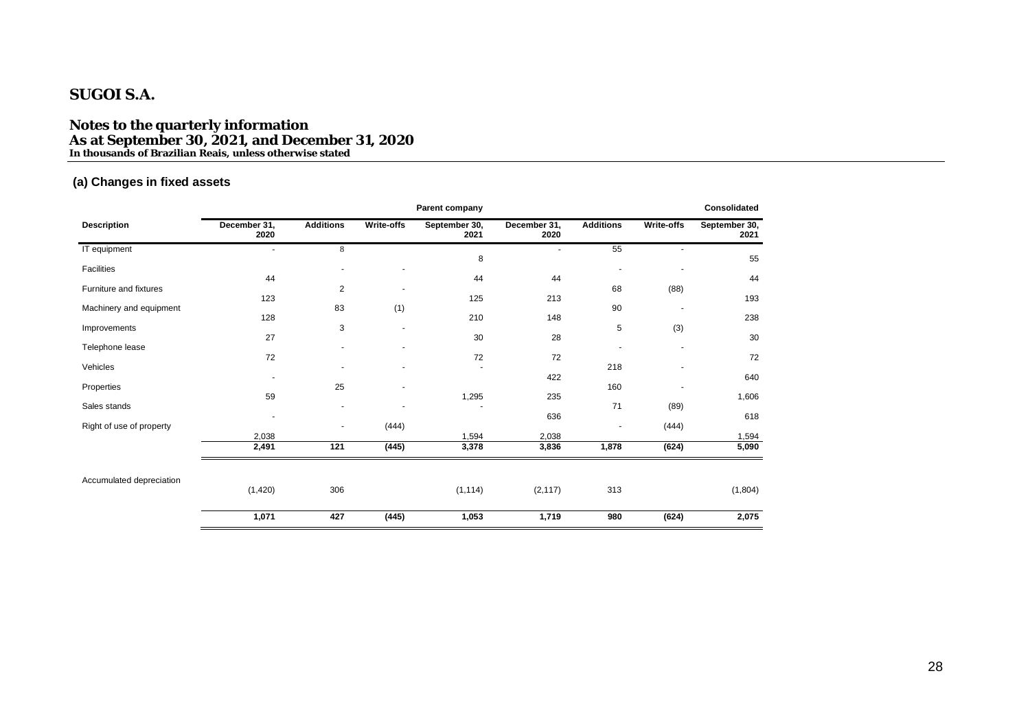# SUGOI S.A.

## Notes to the quarterly information
## As at September 30, 2021, and December 31, 2020
**In thousands of Brazilian Reais, unless otherwise stated**

### (a) Changes in fixed assets

| | Parent company | | | | Consolidated | | | |
|---|---|---|---|---|---|---|---|---|
| **Description** | **December 31, 2020** | **Additions** | **Write-offs** | **September 30, 2021** | **December 31, 2020** | **Additions** | **Write-offs** | **September 30, 2021** |
| IT equipment | - | 8 | | 8 | - | 55 | - | 55 |
| Facilities | 44 | - | - | 44 | 44 | - | - | 44 |
| Furniture and fixtures | 123 | 2 | - | 125 | 213 | 68 | (88) | 193 |
| Machinery and equipment | 128 | 83 | (1) | 210 | 148 | 90 | - | 238 |
| Improvements | 27 | 3 | - | 30 | 28 | 5 | (3) | 30 |
| Telephone lease | 72 | - | - | 72 | 72 | - | - | 72 |
| Vehicles | - | - | - | - | 422 | 218 | - | 640 |
| Properties | 59 | 25 | - | 1,295 | 235 | 160 | - | 1,606 |
| Sales stands | - | - | - | - | 636 | 71 | (89) | 618 |
| Right of use of property | 2,038 | - | (444) | 1,594 | 2,038 | - | (444) | 1,594 |
| | **2,491** | **121** | **(445)** | **3,378** | **3,836** | **1,878** | **(624)** | **5,090** |
| Accumulated depreciation | (1,420) | 306 | | (1,114) | (2,117) | 313 | | (1,804) |
| | **1,071** | **427** | **(445)** | **1,053** | **1,719** | **980** | **(624)** | **2,075** |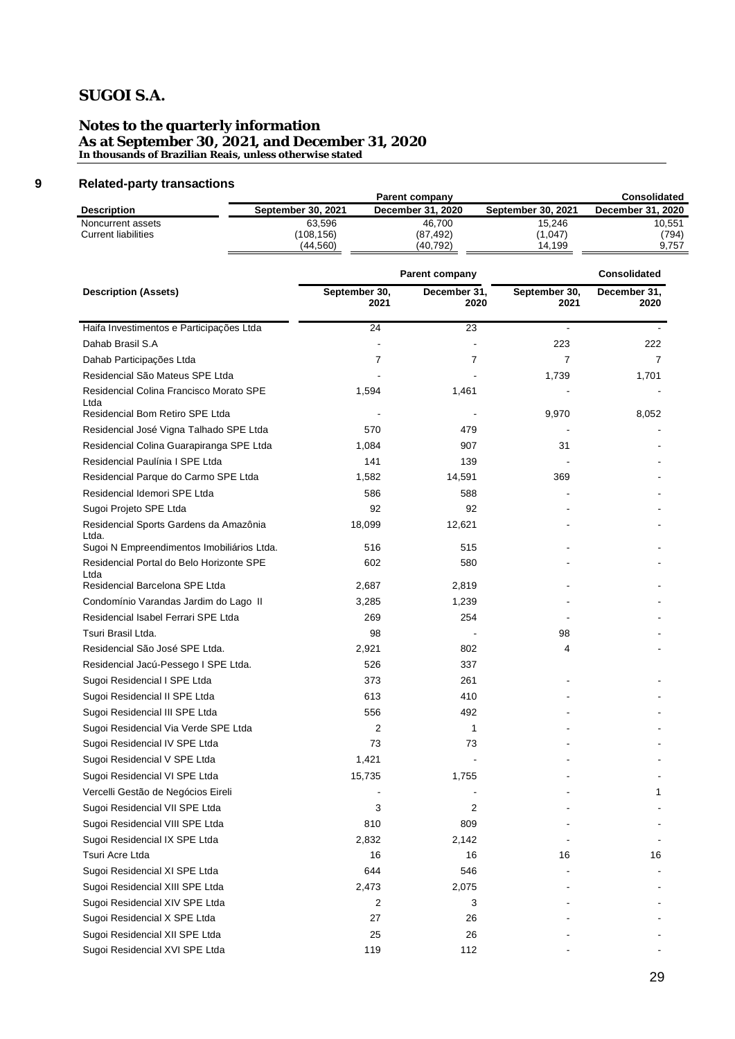# SUGOI S.A.

## Notes to the quarterly information
## As at September 30, 2021, and December 31, 2020
**In thousands of Brazilian Reais, unless otherwise stated**

## 9 Related-party transactions

| Description | Parent company | | Consolidated | |
|---|---|---|---|---|
| | September 30, 2021 | December 31, 2020 | September 30, 2021 | December 31, 2020 |
| Noncurrent assets | 63,596 | 46,700 | 15,246 | 10,551 |
| Current liabilities | (108,156) | (87,492) | (1,047) | (794) |
| | (44,560) | (40,792) | 14,199 | 9,757 |

| Description (Assets) | Parent company | | Consolidated | |
|---|---|---|---|---|
| | September 30, 2021 | December 31, 2020 | September 30, 2021 | December 31, 2020 |
| Haifa Investimentos e Participações Ltda | 24 | 23 | - | - |
| Dahab Brasil S.A | - | - | 223 | 222 |
| Dahab Participações Ltda | 7 | 7 | 7 | 7 |
| Residencial São Mateus SPE Ltda | - | - | 1,739 | 1,701 |
| Residencial Colina Francisco Morato SPE Ltda | 1,594 | 1,461 | - | - |
| Residencial Bom Retiro SPE Ltda | - | - | 9,970 | 8,052 |
| Residencial José Vigna Talhado SPE Ltda | 570 | 479 | - | - |
| Residencial Colina Guarapiranga SPE Ltda | 1,084 | 907 | 31 | - |
| Residencial Paulínia I SPE Ltda | 141 | 139 | - | - |
| Residencial Parque do Carmo SPE Ltda | 1,582 | 14,591 | 369 | - |
| Residencial Idemori SPE Ltda | 586 | 588 | - | - |
| Sugoi Projeto SPE Ltda | 92 | 92 | - | - |
| Residencial Sports Gardens da Amazônia Ltda. | 18,099 | 12,621 | - | - |
| Sugoi N Empreendimentos Imobiliários Ltda. | 516 | 515 | - | - |
| Residencial Portal do Belo Horizonte SPE Ltda | 602 | 580 | - | - |
| Residencial Barcelona SPE Ltda | 2,687 | 2,819 | - | - |
| Condomínio Varandas Jardim do Lago II | 3,285 | 1,239 | - | - |
| Residencial Isabel Ferrari SPE Ltda | 269 | 254 | - | - |
| Tsuri Brasil Ltda. | 98 | - | 98 | - |
| Residencial São José SPE Ltda. | 2,921 | 802 | 4 | - |
| Residencial Jacú-Pessego I SPE Ltda. | 526 | 337 | | |
| Sugoi Residencial I SPE Ltda | 373 | 261 | - | - |
| Sugoi Residencial II SPE Ltda | 613 | 410 | - | - |
| Sugoi Residencial III SPE Ltda | 556 | 492 | - | - |
| Sugoi Residencial Via Verde SPE Ltda | 2 | 1 | - | - |
| Sugoi Residencial IV SPE Ltda | 73 | 73 | - | - |
| Sugoi Residencial V SPE Ltda | 1,421 | - | - | - |
| Sugoi Residencial VI SPE Ltda | 15,735 | 1,755 | - | - |
| Vercelli Gestão de Negócios Eireli | - | - | - | 1 |
| Sugoi Residencial VII SPE Ltda | 3 | 2 | - | - |
| Sugoi Residencial VIII SPE Ltda | 810 | 809 | - | - |
| Sugoi Residencial IX SPE Ltda | 2,832 | 2,142 | - | - |
| Tsuri Acre Ltda | 16 | 16 | 16 | 16 |
| Sugoi Residencial XI SPE Ltda | 644 | 546 | - | - |
| Sugoi Residencial XIII SPE Ltda | 2,473 | 2,075 | - | - |
| Sugoi Residencial XIV SPE Ltda | 2 | 3 | - | - |
| Sugoi Residencial X SPE Ltda | 27 | 26 | - | - |
| Sugoi Residencial XII SPE Ltda | 25 | 26 | - | - |
| Sugoi Residencial XVI SPE Ltda | 119 | 112 | - | - |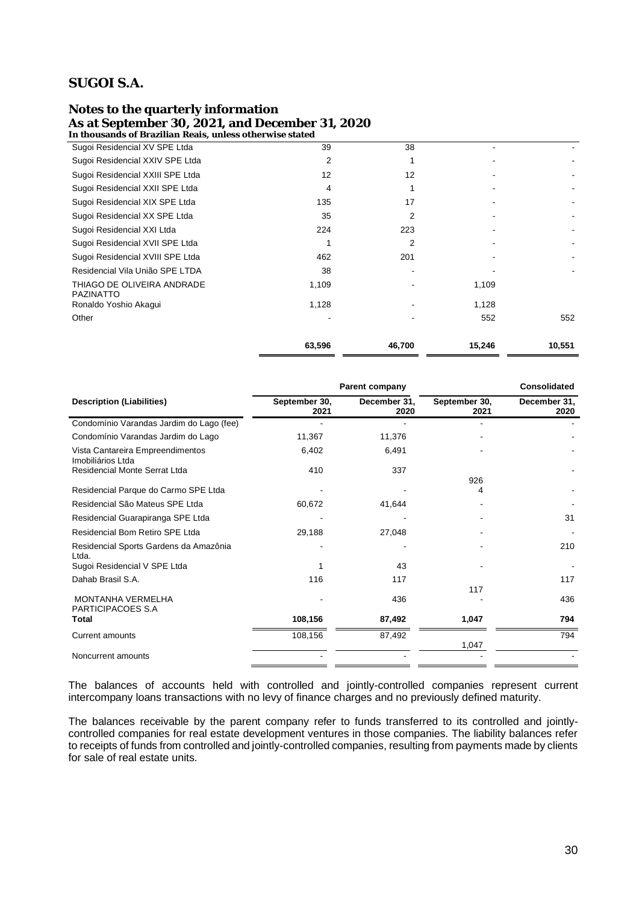| | | | | |
|---|---|---|---|---|
| Sugoi Residencial XV SPE Ltda | 39 | 38 | - | - |
| Sugoi Residencial XXIV SPE Ltda | 2 | 1 | - | - |
| Sugoi Residencial XXIII SPE Ltda | 12 | 12 | - | - |
| Sugoi Residencial XXII SPE Ltda | 4 | 1 | - | - |
| Sugoi Residencial XIX SPE Ltda | 135 | 17 | - | - |
| Sugoi Residencial XX SPE Ltda | 35 | 2 | - | - |
| Sugoi Residencial XXI Ltda | 224 | 223 | - | - |
| Sugoi Residencial XVII SPE Ltda | 1 | 2 | - | - |
| Sugoi Residencial XVIII SPE Ltda | 462 | 201 | - | - |
| Residencial Vila União SPE LTDA | 38 | - | - | - |
| THIAGO DE OLIVEIRA ANDRADE PAZINATTO | 1,109 | - | 1,109 | |
| Ronaldo Yoshio Akagui | 1,128 | - | 1,128 | |
| Other | - | - | 552 | 552 |
| | **63,596** | **46,700** | **15,246** | **10,551** |

| | Parent company | | Consolidated | |
|---|---|---|---|---|
| **Description (Liabilities)** | **September 30, 2021** | **December 31, 2020** | **September 30, 2021** | **December 31, 2020** |
| Condomínio Varandas Jardim do Lago (fee) | - | - | - | - |
| Condomínio Varandas Jardim do Lago | 11,367 | 11,376 | - | - |
| Vista Cantareira Empreendimentos Imobiliários Ltda | 6,402 | 6,491 | - | - |
| Residencial Monte Serrat Ltda | 410 | 337 | 926 | - |
| Residencial Parque do Carmo SPE Ltda | - | - | 4 | - |
| Residencial São Mateus SPE Ltda | 60,672 | 41,644 | - | - |
| Residencial Guarapiranga SPE Ltda | - | - | - | 31 |
| Residencial Bom Retiro SPE Ltda | 29,188 | 27,048 | - | - |
| Residencial Sports Gardens da Amazônia Ltda. | - | - | - | 210 |
| Sugoi Residencial V SPE Ltda | 1 | 43 | - | - |
| Dahab Brasil S.A. | 116 | 117 | 117 | 117 |
| MONTANHA VERMELHA PARTICIPACOES S.A | - | 436 | - | 436 |
| **Total** | **108,156** | **87,492** | **1,047** | **794** |
| Current amounts | 108,156 | 87,492 | 1,047 | 794 |
| Noncurrent amounts | - | - | - | - |

The balances of accounts held with controlled and jointly-controlled companies represent current intercompany loans transactions with no levy of finance charges and no previously defined maturity.

The balances receivable by the parent company refer to funds transferred to its controlled and jointly-controlled companies for real estate development ventures in those companies. The liability balances refer to receipts of funds from controlled and jointly-controlled companies, resulting from payments made by clients for sale of real estate units.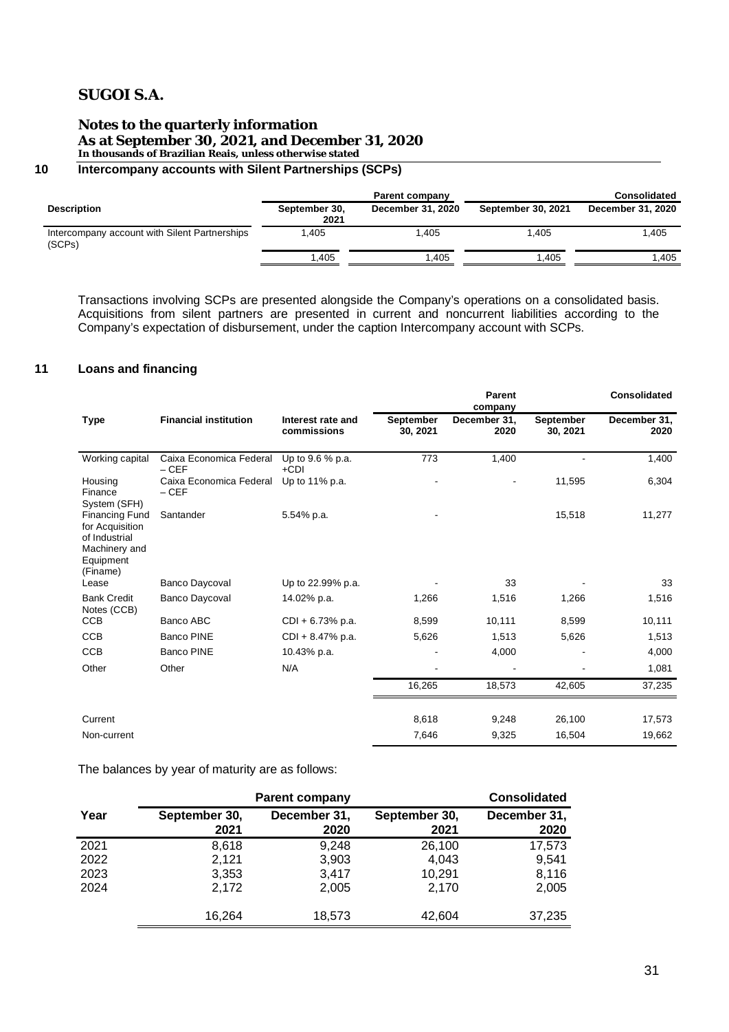# SUGOI S.A.

## Notes to the quarterly information
## As at September 30, 2021, and December 31, 2020
**In thousands of Brazilian Reais, unless otherwise stated**

## 10 Intercompany accounts with Silent Partnerships (SCPs)

| | Parent company | | Consolidated | |
|---|---|---|---|---|
| **Description** | **September 30, 2021** | **December 31, 2020** | **September 30, 2021** | **December 31, 2020** |
| Intercompany account with Silent Partnerships (SCPs) | 1,405 | 1,405 | 1,405 | 1,405 |
| | 1,405 | 1,405 | 1,405 | 1,405 |

Transactions involving SCPs are presented alongside the Company's operations on a consolidated basis. Acquisitions from silent partners are presented in current and noncurrent liabilities according to the Company's expectation of disbursement, under the caption Intercompany account with SCPs.

## 11 Loans and financing

| | | | Parent company | | Consolidated | |
|---|---|---|---|---|---|---|
| **Type** | **Financial institution** | **Interest rate and commissions** | **September 30, 2021** | **December 31, 2020** | **September 30, 2021** | **December 31, 2020** |
| Working capital | Caixa Economica Federal – CEF | Up to 9.6 % p.a. +CDI | 773 | 1,400 | - | 1,400 |
| Housing Finance System (SFH) | Caixa Economica Federal – CEF | Up to 11% p.a. | - | - | 11,595 | 6,304 |
| Financing Fund for Acquisition of Industrial Machinery and Equipment (Finame) | Santander | 5.54% p.a. | - | - | 15,518 | 11,277 |
| Lease | Banco Daycoval | Up to 22.99% p.a. | - | 33 | - | 33 |
| Bank Credit Notes (CCB) | Banco Daycoval | 14.02% p.a. | 1,266 | 1,516 | 1,266 | 1,516 |
| CCB | Banco ABC | CDI + 6.73% p.a. | 8,599 | 10,111 | 8,599 | 10,111 |
| CCB | Banco PINE | CDI + 8.47% p.a. | 5,626 | 1,513 | 5,626 | 1,513 |
| CCB | Banco PINE | 10.43% p.a. | - | 4,000 | - | 4,000 |
| Other | Other | N/A | - | - | - | 1,081 |
| | | | 16,265 | 18,573 | 42,605 | 37,235 |
| Current | | | 8,618 | 9,248 | 26,100 | 17,573 |
| Non-current | | | 7,646 | 9,325 | 16,504 | 19,662 |

The balances by year of maturity are as follows:

| | Parent company | | Consolidated | |
|---|---|---|---|---|
| **Year** | **September 30, 2021** | **December 31, 2020** | **September 30, 2021** | **December 31, 2020** |
| 2021 | 8,618 | 9,248 | 26,100 | 17,573 |
| 2022 | 2,121 | 3,903 | 4,043 | 9,541 |
| 2023 | 3,353 | 3,417 | 10,291 | 8,116 |
| 2024 | 2,172 | 2,005 | 2,170 | 2,005 |
| | 16,264 | 18,573 | 42,604 | 37,235 |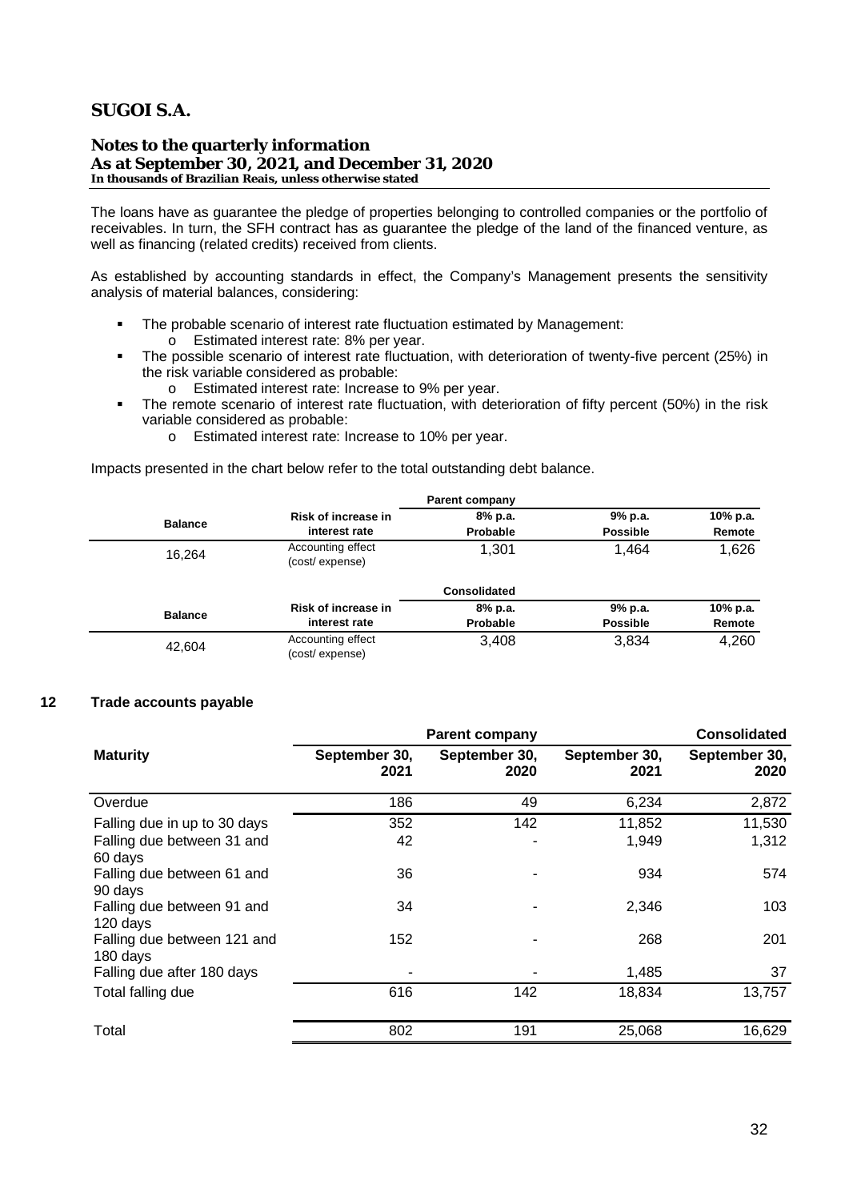# SUGOI S.A.

## Notes to the quarterly information
**As at September 30, 2021, and December 31, 2020**
**In thousands of Brazilian Reais, unless otherwise stated**

The loans have as guarantee the pledge of properties belonging to controlled companies or the portfolio of receivables. In turn, the SFH contract has as guarantee the pledge of the land of the financed venture, as well as financing (related credits) received from clients.

As established by accounting standards in effect, the Company's Management presents the sensitivity analysis of material balances, considering:

- The probable scenario of interest rate fluctuation estimated by Management:
  - Estimated interest rate: 8% per year.
- The possible scenario of interest rate fluctuation, with deterioration of twenty-five percent (25%) in the risk variable considered as probable:
  - Estimated interest rate: Increase to 9% per year.
- The remote scenario of interest rate fluctuation, with deterioration of fifty percent (50%) in the risk variable considered as probable:
  - Estimated interest rate: Increase to 10% per year.

Impacts presented in the chart below refer to the total outstanding debt balance.

| | | Parent company | | |
|---|---|---|---|---|
| **Balance** | **Risk of increase in interest rate** | **8% p.a. Probable** | **9% p.a. Possible** | **10% p.a. Remote** |
| 16,264 | Accounting effect (cost/ expense) | 1,301 | 1,464 | 1,626 |

| | | Consolidated | | |
|---|---|---|---|---|
| **Balance** | **Risk of increase in interest rate** | **8% p.a. Probable** | **9% p.a. Possible** | **10% p.a. Remote** |
| 42,604 | Accounting effect (cost/ expense) | 3,408 | 3,834 | 4,260 |

## 12 Trade accounts payable

| | Parent company | | Consolidated | |
|---|---|---|---|---|
| **Maturity** | **September 30, 2021** | **September 30, 2020** | **September 30, 2021** | **September 30, 2020** |
| Overdue | 186 | 49 | 6,234 | 2,872 |
| Falling due in up to 30 days | 352 | 142 | 11,852 | 11,530 |
| Falling due between 31 and 60 days | 42 | - | 1,949 | 1,312 |
| Falling due between 61 and 90 days | 36 | - | 934 | 574 |
| Falling due between 91 and 120 days | 34 | - | 2,346 | 103 |
| Falling due between 121 and 180 days | 152 | - | 268 | 201 |
| Falling due after 180 days | - | - | 1,485 | 37 |
| Total falling due | 616 | 142 | 18,834 | 13,757 |
| Total | 802 | 191 | 25,068 | 16,629 |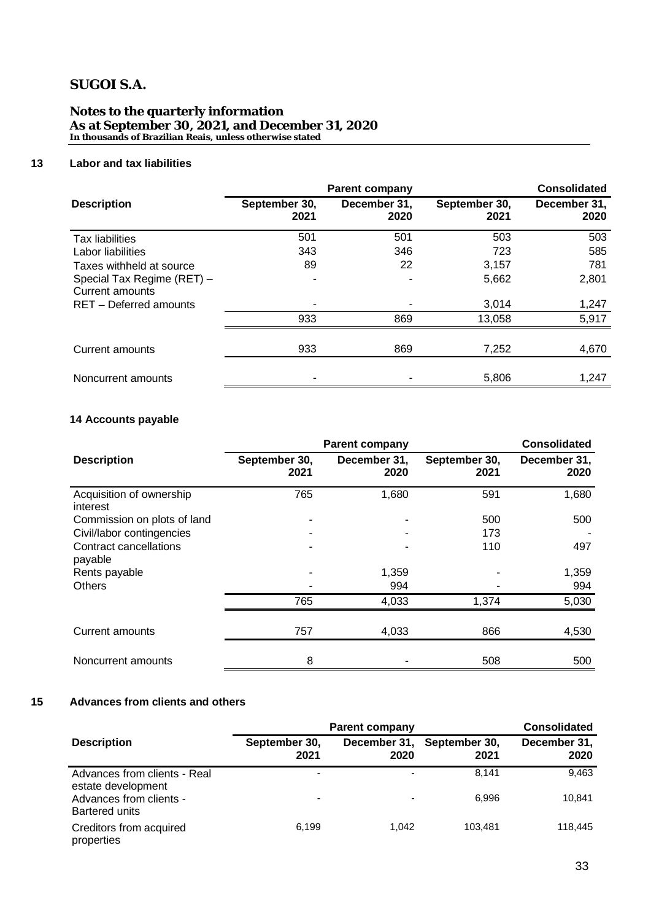# SUGOI S.A.

## Notes to the quarterly information
**As at September 30, 2021, and December 31, 2020**
***In thousands of Brazilian Reais, unless otherwise stated***

### 13 Labor and tax liabilities

| | Parent company | | Consolidated | |
|---|---|---|---|---|
| **Description** | **September 30, 2021** | **December 31, 2020** | **September 30, 2021** | **December 31, 2020** |
| Tax liabilities | 501 | 501 | 503 | 503 |
| Labor liabilities | 343 | 346 | 723 | 585 |
| Taxes withheld at source | 89 | 22 | 3,157 | 781 |
| Special Tax Regime (RET) – Current amounts | - | - | 5,662 | 2,801 |
| RET – Deferred amounts | - | - | 3,014 | 1,247 |
| | 933 | 869 | 13,058 | 5,917 |
| Current amounts | 933 | 869 | 7,252 | 4,670 |
| Noncurrent amounts | - | - | 5,806 | 1,247 |

### 14 Accounts payable

| | Parent company | | Consolidated | |
|---|---|---|---|---|
| **Description** | **September 30, 2021** | **December 31, 2020** | **September 30, 2021** | **December 31, 2020** |
| Acquisition of ownership interest | 765 | 1,680 | 591 | 1,680 |
| Commission on plots of land | - | - | 500 | 500 |
| Civil/labor contingencies | - | - | 173 | - |
| Contract cancellations payable | - | - | 110 | 497 |
| Rents payable | - | 1,359 | - | 1,359 |
| Others | - | 994 | - | 994 |
| | 765 | 4,033 | 1,374 | 5,030 |
| Current amounts | 757 | 4,033 | 866 | 4,530 |
| Noncurrent amounts | 8 | - | 508 | 500 |

### 15 Advances from clients and others

| | Parent company | | Consolidated | |
|---|---|---|---|---|
| **Description** | **September 30, 2021** | **December 31, 2020** | **September 30, 2021** | **December 31, 2020** |
| Advances from clients - Real estate development | - | - | 8,141 | 9,463 |
| Advances from clients - Bartered units | - | - | 6,996 | 10,841 |
| Creditors from acquired properties | 6,199 | 1,042 | 103,481 | 118,445 |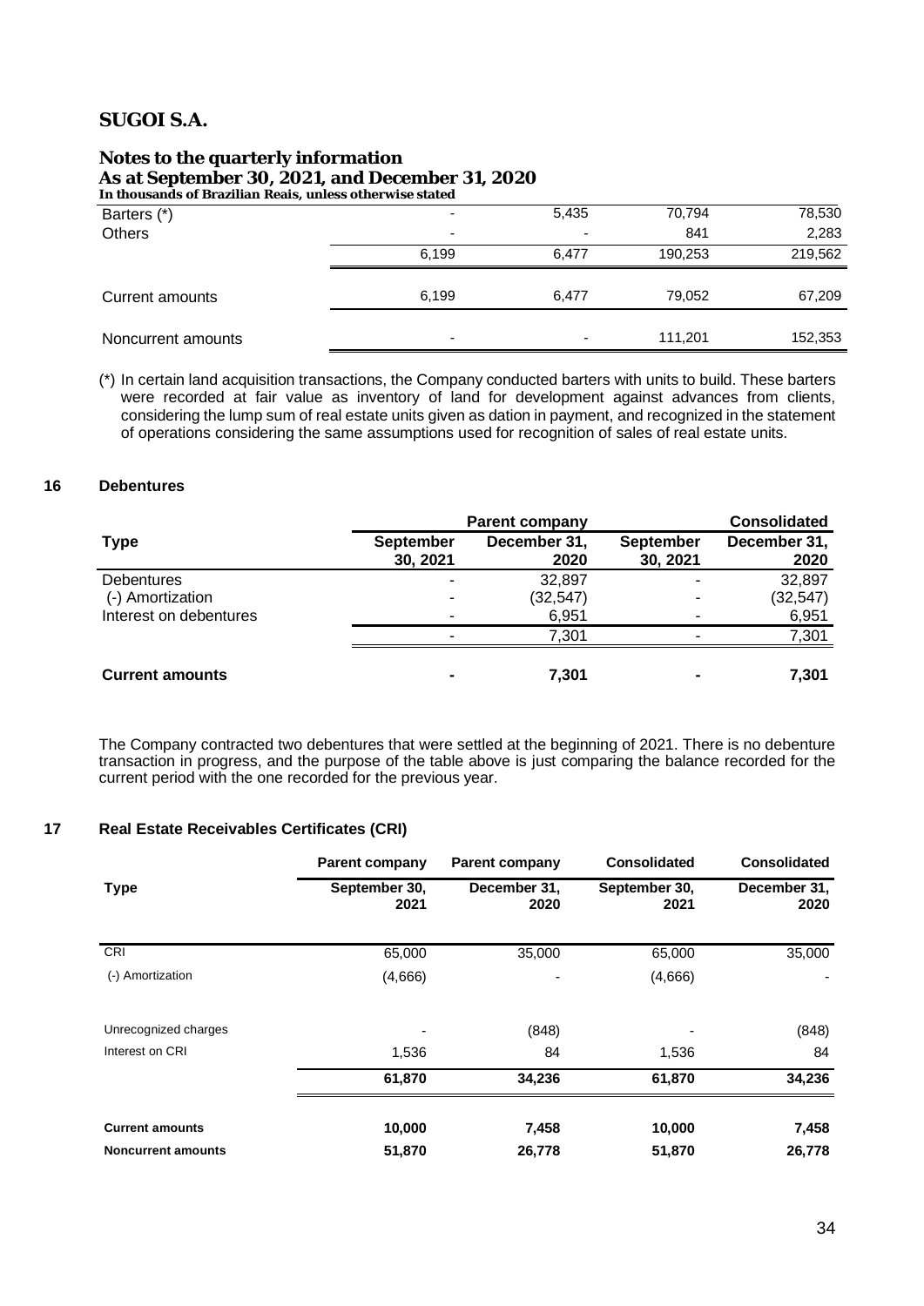| | | | | |
|---|---|---|---|---|
| Barters (*) | - | 5,435 | 70,794 | 78,530 |
| Others | - | - | 841 | 2,283 |
| | 6,199 | 6,477 | 190,253 | 219,562 |
| Current amounts | 6,199 | 6,477 | 79,052 | 67,209 |
| Noncurrent amounts | - | - | 111,201 | 152,353 |

(*) In certain land acquisition transactions, the Company conducted barters with units to build. These barters were recorded at fair value as inventory of land for development against advances from clients, considering the lump sum of real estate units given as dation in payment, and recognized in the statement of operations considering the same assumptions used for recognition of sales of real estate units.

## 16 Debentures

| | Parent company | | | Consolidated |
|---|---|---|---|---|
| **Type** | **September 30, 2021** | **December 31, 2020** | **September 30, 2021** | **December 31, 2020** |
| Debentures | - | 32,897 | - | 32,897 |
| (-) Amortization | - | (32,547) | - | (32,547) |
| Interest on debentures | - | 6,951 | - | 6,951 |
| | - | 7,301 | - | 7,301 |
| **Current amounts** | **-** | **7,301** | **-** | **7,301** |

The Company contracted two debentures that were settled at the beginning of 2021. There is no debenture transaction in progress, and the purpose of the table above is just comparing the balance recorded for the current period with the one recorded for the previous year.

## 17 Real Estate Receivables Certificates (CRI)

| | Parent company | Parent company | Consolidated | Consolidated |
|---|---|---|---|---|
| **Type** | **September 30, 2021** | **December 31, 2020** | **September 30, 2021** | **December 31, 2020** |
| CRI | 65,000 | 35,000 | 65,000 | 35,000 |
| (-) Amortization | (4,666) | - | (4,666) | - |
| Unrecognized charges | - | (848) | - | (848) |
| Interest on CRI | 1,536 | 84 | 1,536 | 84 |
| | **61,870** | **34,236** | **61,870** | **34,236** |
| **Current amounts** | **10,000** | **7,458** | **10,000** | **7,458** |
| **Noncurrent amounts** | **51,870** | **26,778** | **51,870** | **26,778** |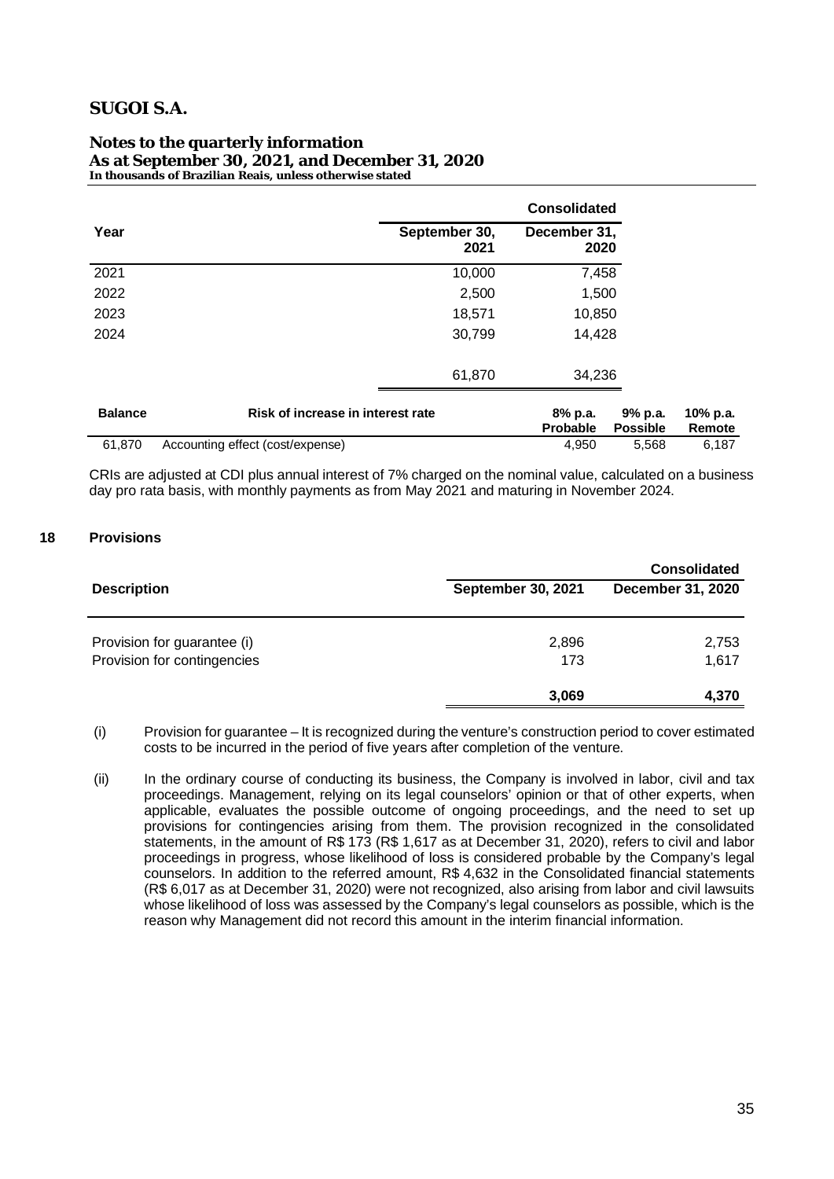**SUGOI S.A.**

**Notes to the quarterly information**
**As at September 30, 2021, and December 31, 2020**
*In thousands of Brazilian Reais, unless otherwise stated*

| | Consolidated | |
|---|---|---|
| **Year** | **September 30, 2021** | **December 31, 2020** |
| 2021 | 10,000 | 7,458 |
| 2022 | 2,500 | 1,500 |
| 2023 | 18,571 | 10,850 |
| 2024 | 30,799 | 14,428 |
| | 61,870 | 34,236 |

| Balance | Risk of increase in interest rate | 8% p.a. Probable | 9% p.a. Possible | 10% p.a. Remote |
|---|---|---|---|---|
| 61,870 | Accounting effect (cost/expense) | 4,950 | 5,568 | 6,187 |

CRIs are adjusted at CDI plus annual interest of 7% charged on the nominal value, calculated on a business day pro rata basis, with monthly payments as from May 2021 and maturing in November 2024.

## 18 Provisions

| | Consolidated | |
|---|---|---|
| **Description** | **September 30, 2021** | **December 31, 2020** |
| Provision for guarantee (i) | 2,896 | 2,753 |
| Provision for contingencies | 173 | 1,617 |
| | **3,069** | **4,370** |

(i) Provision for guarantee – It is recognized during the venture's construction period to cover estimated costs to be incurred in the period of five years after completion of the venture.

(ii) In the ordinary course of conducting its business, the Company is involved in labor, civil and tax proceedings. Management, relying on its legal counselors' opinion or that of other experts, when applicable, evaluates the possible outcome of ongoing proceedings, and the need to set up provisions for contingencies arising from them. The provision recognized in the consolidated statements, in the amount of R$ 173 (R$ 1,617 as at December 31, 2020), refers to civil and labor proceedings in progress, whose likelihood of loss is considered probable by the Company's legal counselors. In addition to the referred amount, R$ 4,632 in the Consolidated financial statements (R$ 6,017 as at December 31, 2020) were not recognized, also arising from labor and civil lawsuits whose likelihood of loss was assessed by the Company's legal counselors as possible, which is the reason why Management did not record this amount in the interim financial information.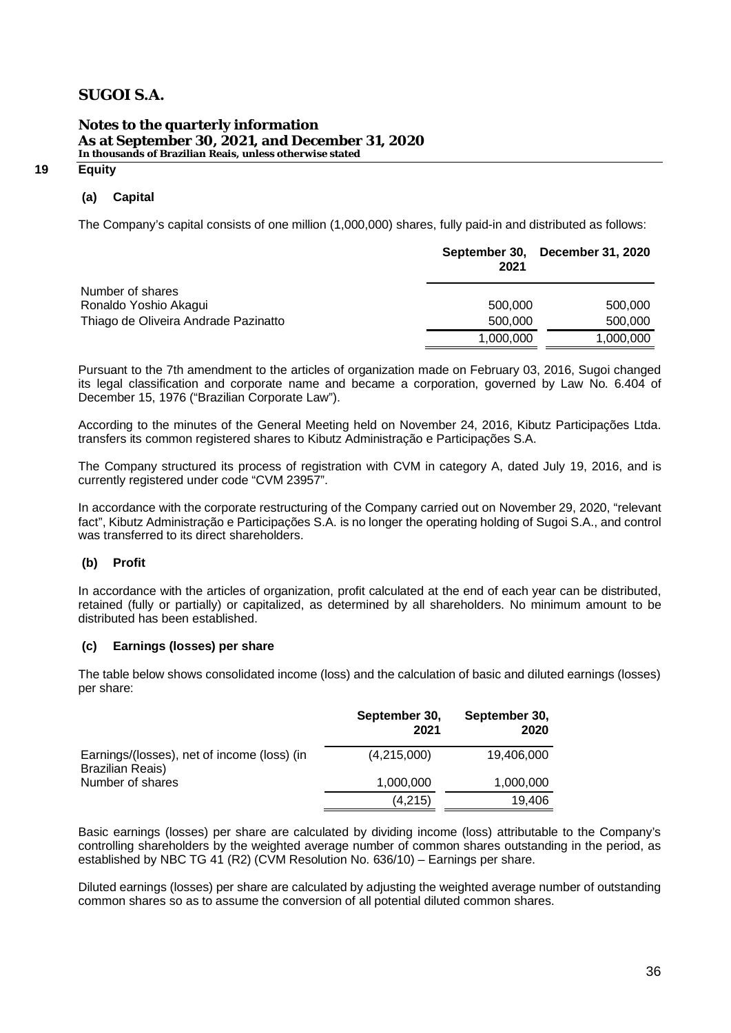## 19 Equity

### (a) Capital

The Company's capital consists of one million (1,000,000) shares, fully paid-in and distributed as follows:

| | September 30, 2021 | December 31, 2020 |
|---|---|---|
| Number of shares | | |
| Ronaldo Yoshio Akagui | 500,000 | 500,000 |
| Thiago de Oliveira Andrade Pazinatto | 500,000 | 500,000 |
| | 1,000,000 | 1,000,000 |

Pursuant to the 7th amendment to the articles of organization made on February 03, 2016, Sugoi changed its legal classification and corporate name and became a corporation, governed by Law No. 6.404 of December 15, 1976 ("Brazilian Corporate Law").

According to the minutes of the General Meeting held on November 24, 2016, Kibutz Participações Ltda. transfers its common registered shares to Kibutz Administração e Participações S.A.

The Company structured its process of registration with CVM in category A, dated July 19, 2016, and is currently registered under code "CVM 23957".

In accordance with the corporate restructuring of the Company carried out on November 29, 2020, "relevant fact", Kibutz Administração e Participações S.A. is no longer the operating holding of Sugoi S.A., and control was transferred to its direct shareholders.

### (b) Profit

In accordance with the articles of organization, profit calculated at the end of each year can be distributed, retained (fully or partially) or capitalized, as determined by all shareholders. No minimum amount to be distributed has been established.

### (c) Earnings (losses) per share

The table below shows consolidated income (loss) and the calculation of basic and diluted earnings (losses) per share:

| | September 30, 2021 | September 30, 2020 |
|---|---|---|
| Earnings/(losses), net of income (loss) (in Brazilian Reais) | (4,215,000) | 19,406,000 |
| Number of shares | 1,000,000 | 1,000,000 |
| | (4,215) | 19,406 |

Basic earnings (losses) per share are calculated by dividing income (loss) attributable to the Company's controlling shareholders by the weighted average number of common shares outstanding in the period, as established by NBC TG 41 (R2) (CVM Resolution No. 636/10) – Earnings per share.

Diluted earnings (losses) per share are calculated by adjusting the weighted average number of outstanding common shares so as to assume the conversion of all potential diluted common shares.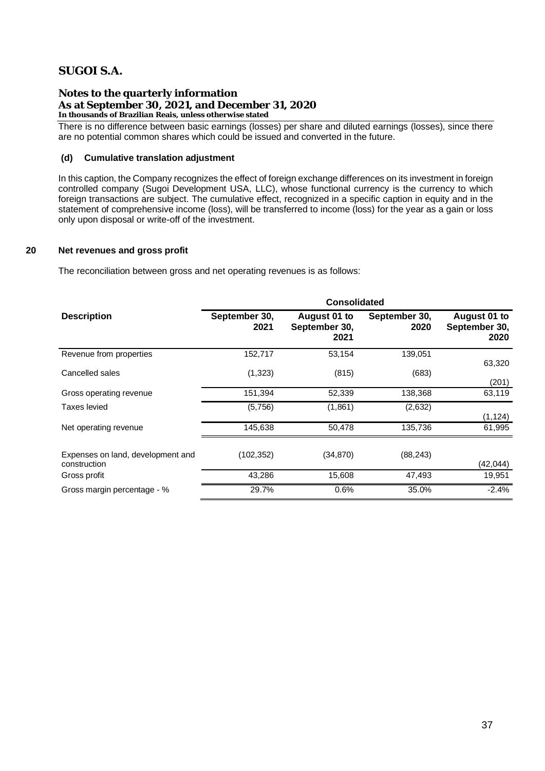There is no difference between basic earnings (losses) per share and diluted earnings (losses), since there are no potential common shares which could be issued and converted in the future.

**(d) Cumulative translation adjustment**

In this caption, the Company recognizes the effect of foreign exchange differences on its investment in foreign controlled company (Sugoi Development USA, LLC), whose functional currency is the currency to which foreign transactions are subject. The cumulative effect, recognized in a specific caption in equity and in the statement of comprehensive income (loss), will be transferred to income (loss) for the year as a gain or loss only upon disposal or write-off of the investment.

## 20 Net revenues and gross profit

The reconciliation between gross and net operating revenues is as follows:

| | Consolidated | | | |
|---|---|---|---|---|
| **Description** | **September 30, 2021** | **August 01 to September 30, 2021** | **September 30, 2020** | **August 01 to September 30, 2020** |
| Revenue from properties | 152,717 | 53,154 | 139,051 | 63,320 |
| Cancelled sales | (1,323) | (815) | (683) | (201) |
| Gross operating revenue | 151,394 | 52,339 | 138,368 | 63,119 |
| Taxes levied | (5,756) | (1,861) | (2,632) | (1,124) |
| Net operating revenue | 145,638 | 50,478 | 135,736 | 61,995 |
| Expenses on land, development and construction | (102,352) | (34,870) | (88,243) | (42,044) |
| Gross profit | 43,286 | 15,608 | 47,493 | 19,951 |
| Gross margin percentage - % | 29.7% | 0.6% | 35.0% | -2.4% |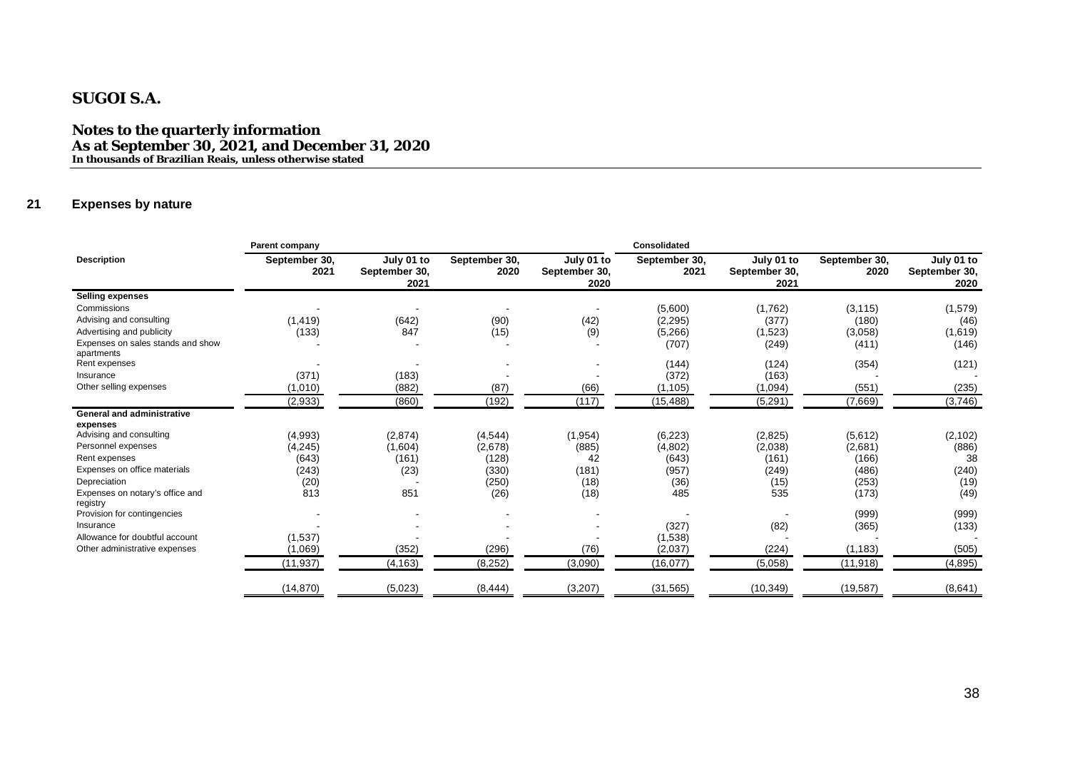# SUGOI S.A.

## Notes to the quarterly information
## As at September 30, 2021, and December 31, 2020
**In thousands of Brazilian Reais, unless otherwise stated**

## 21 Expenses by nature

| | Parent company | | | | Consolidated | | | |
|---|---|---|---|---|---|---|---|---|
| **Description** | **September 30, 2021** | **July 01 to September 30, 2021** | **September 30, 2020** | **July 01 to September 30, 2020** | **September 30, 2021** | **July 01 to September 30, 2021** | **September 30, 2020** | **July 01 to September 30, 2020** |
| **Selling expenses** | | | | | | | | |
| Commissions | - | - | - | - | (5,600) | (1,762) | (3,115) | (1,579) |
| Advising and consulting | (1,419) | (642) | (90) | (42) | (2,295) | (377) | (180) | (46) |
| Advertising and publicity | (133) | 847 | (15) | (9) | (5,266) | (1,523) | (3,058) | (1,619) |
| Expenses on sales stands and show apartments | - | - | - | - | (707) | (249) | (411) | (146) |
| Rent expenses | - | - | - | - | (144) | (124) | (354) | (121) |
| Insurance | (371) | (183) | - | - | (372) | (163) | - | - |
| Other selling expenses | (1,010) | (882) | (87) | (66) | (1,105) | (1,094) | (551) | (235) |
| | (2,933) | (860) | (192) | (117) | (15,488) | (5,291) | (7,669) | (3,746) |
| **General and administrative expenses** | | | | | | | | |
| Advising and consulting | (4,993) | (2,874) | (4,544) | (1,954) | (6,223) | (2,825) | (5,612) | (2,102) |
| Personnel expenses | (4,245) | (1,604) | (2,678) | (885) | (4,802) | (2,038) | (2,681) | (886) |
| Rent expenses | (643) | (161) | (128) | 42 | (643) | (161) | (166) | 38 |
| Expenses on office materials | (243) | (23) | (330) | (181) | (957) | (249) | (486) | (240) |
| Depreciation | (20) | - | (250) | (18) | (36) | (15) | (253) | (19) |
| Expenses on notary's office and registry | 813 | 851 | (26) | (18) | 485 | 535 | (173) | (49) |
| Provision for contingencies | - | - | - | - | - | - | (999) | (999) |
| Insurance | - | - | - | - | (327) | (82) | (365) | (133) |
| Allowance for doubtful account | (1,537) | - | - | - | (1,538) | - | - | - |
| Other administrative expenses | (1,069) | (352) | (296) | (76) | (2,037) | (224) | (1,183) | (505) |
| | (11,937) | (4,163) | (8,252) | (3,090) | (16,077) | (5,058) | (11,918) | (4,895) |
| | (14,870) | (5,023) | (8,444) | (3,207) | (31,565) | (10,349) | (19,587) | (8,641) |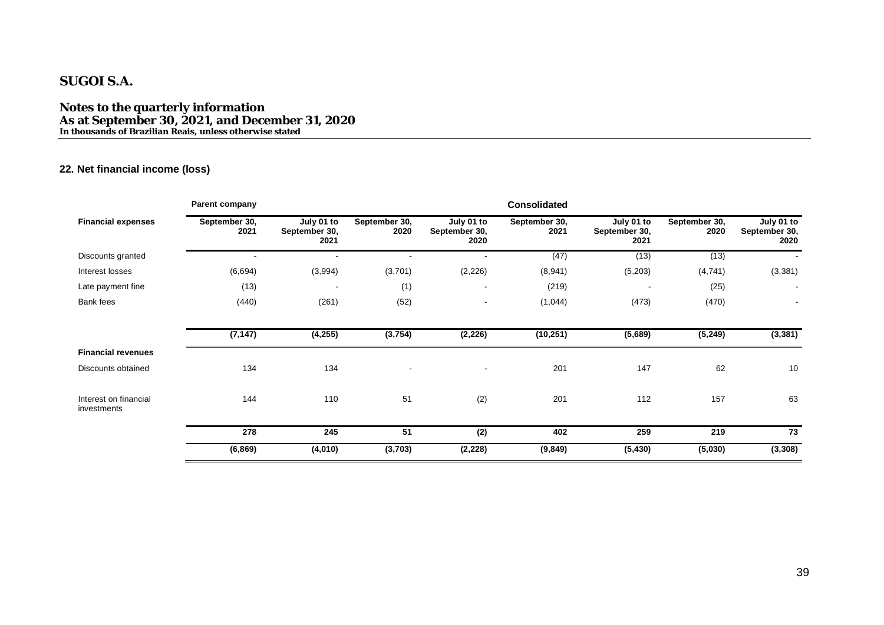**SUGOI S.A.**

**Notes to the quarterly information**
**As at September 30, 2021, and December 31, 2020**
**In thousands of Brazilian Reais, unless otherwise stated**

## 22. Net financial income (loss)

| | Parent company | | | | Consolidated | | | |
|---|---|---|---|---|---|---|---|---|
| **Financial expenses** | **September 30, 2021** | **July 01 to September 30, 2021** | **September 30, 2020** | **July 01 to September 30, 2020** | **September 30, 2021** | **July 01 to September 30, 2021** | **September 30, 2020** | **July 01 to September 30, 2020** |
| Discounts granted | - | - | - | - | (47) | (13) | (13) | - |
| Interest losses | (6,694) | (3,994) | (3,701) | (2,226) | (8,941) | (5,203) | (4,741) | (3,381) |
| Late payment fine | (13) | - | (1) | - | (219) | - | (25) | - |
| Bank fees | (440) | (261) | (52) | - | (1,044) | (473) | (470) | - |
| | **(7,147)** | **(4,255)** | **(3,754)** | **(2,226)** | **(10,251)** | **(5,689)** | **(5,249)** | **(3,381)** |
| **Financial revenues** | | | | | | | | |
| Discounts obtained | 134 | 134 | - | - | 201 | 147 | 62 | 10 |
| Interest on financial investments | 144 | 110 | 51 | (2) | 201 | 112 | 157 | 63 |
| | **278** | **245** | **51** | **(2)** | **402** | **259** | **219** | **73** |
| | **(6,869)** | **(4,010)** | **(3,703)** | **(2,228)** | **(9,849)** | **(5,430)** | **(5,030)** | **(3,308)** |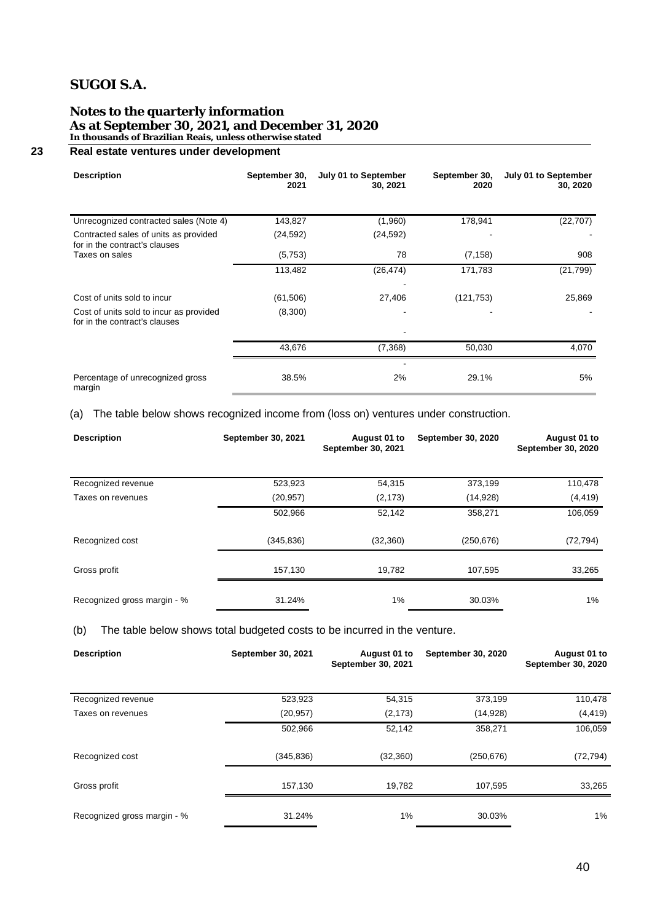# SUGOI S.A.

## Notes to the quarterly information
## As at September 30, 2021, and December 31, 2020
**In thousands of Brazilian Reais, unless otherwise stated**

### 23 Real estate ventures under development

| Description | September 30, 2021 | July 01 to September 30, 2021 | September 30, 2020 | July 01 to September 30, 2020 |
|---|---|---|---|---|
| Unrecognized contracted sales (Note 4) | 143,827 | (1,960) | 178,941 | (22,707) |
| Contracted sales of units as provided for in the contract's clauses | (24,592) | (24,592) | - | - |
| Taxes on sales | (5,753) | 78 | (7,158) | 908 |
| | 113,482 | (26,474) | 171,783 | (21,799) |
| | | - | | |
| Cost of units sold to incur | (61,506) | 27,406 | (121,753) | 25,869 |
| Cost of units sold to incur as provided for in the contract's clauses | (8,300) | - | - | - |
| | | - | | |
| | 43,676 | (7,368) | 50,030 | 4,070 |
| | | - | | |
| Percentage of unrecognized gross margin | 38.5% | 2% | 29.1% | 5% |

(a) The table below shows recognized income from (loss on) ventures under construction.

| Description | September 30, 2021 | August 01 to September 30, 2021 | September 30, 2020 | August 01 to September 30, 2020 |
|---|---|---|---|---|
| Recognized revenue | 523,923 | 54,315 | 373,199 | 110,478 |
| Taxes on revenues | (20,957) | (2,173) | (14,928) | (4,419) |
| | 502,966 | 52,142 | 358,271 | 106,059 |
| Recognized cost | (345,836) | (32,360) | (250,676) | (72,794) |
| Gross profit | 157,130 | 19,782 | 107,595 | 33,265 |
| Recognized gross margin - % | 31.24% | 1% | 30.03% | 1% |

(b) The table below shows total budgeted costs to be incurred in the venture.

| Description | September 30, 2021 | August 01 to September 30, 2021 | September 30, 2020 | August 01 to September 30, 2020 |
|---|---|---|---|---|
| Recognized revenue | 523,923 | 54,315 | 373,199 | 110,478 |
| Taxes on revenues | (20,957) | (2,173) | (14,928) | (4,419) |
| | 502,966 | 52,142 | 358,271 | 106,059 |
| Recognized cost | (345,836) | (32,360) | (250,676) | (72,794) |
| Gross profit | 157,130 | 19,782 | 107,595 | 33,265 |
| Recognized gross margin - % | 31.24% | 1% | 30.03% | 1% |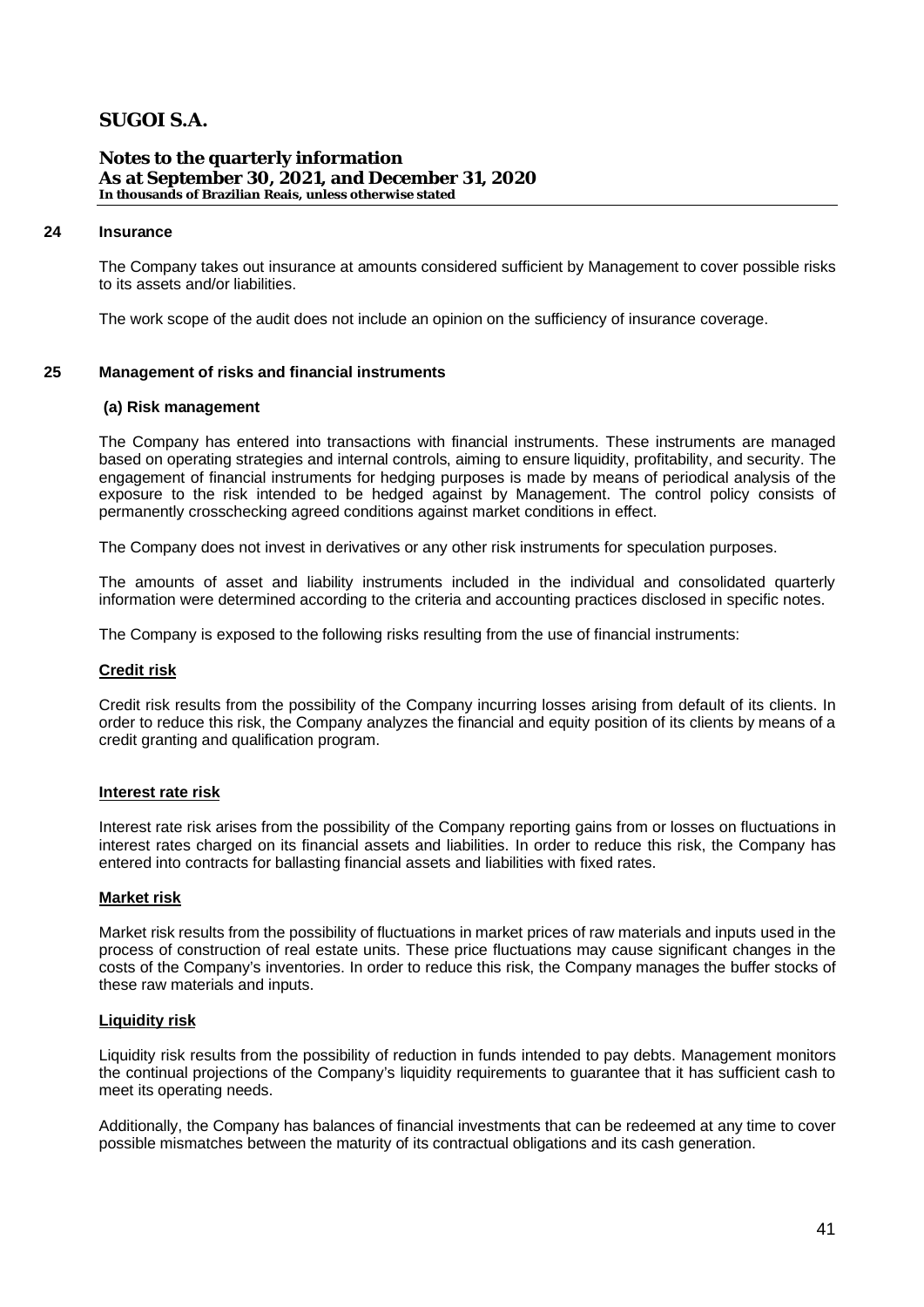## 24 Insurance

The Company takes out insurance at amounts considered sufficient by Management to cover possible risks to its assets and/or liabilities.

The work scope of the audit does not include an opinion on the sufficiency of insurance coverage.

## 25 Management of risks and financial instruments

### (a) Risk management

The Company has entered into transactions with financial instruments. These instruments are managed based on operating strategies and internal controls, aiming to ensure liquidity, profitability, and security. The engagement of financial instruments for hedging purposes is made by means of periodical analysis of the exposure to the risk intended to be hedged against by Management. The control policy consists of permanently crosschecking agreed conditions against market conditions in effect.

The Company does not invest in derivatives or any other risk instruments for speculation purposes.

The amounts of asset and liability instruments included in the individual and consolidated quarterly information were determined according to the criteria and accounting practices disclosed in specific notes.

The Company is exposed to the following risks resulting from the use of financial instruments:

**Credit risk**

Credit risk results from the possibility of the Company incurring losses arising from default of its clients. In order to reduce this risk, the Company analyzes the financial and equity position of its clients by means of a credit granting and qualification program.

**Interest rate risk**

Interest rate risk arises from the possibility of the Company reporting gains from or losses on fluctuations in interest rates charged on its financial assets and liabilities. In order to reduce this risk, the Company has entered into contracts for ballasting financial assets and liabilities with fixed rates.

**Market risk**

Market risk results from the possibility of fluctuations in market prices of raw materials and inputs used in the process of construction of real estate units. These price fluctuations may cause significant changes in the costs of the Company's inventories. In order to reduce this risk, the Company manages the buffer stocks of these raw materials and inputs.

**Liquidity risk**

Liquidity risk results from the possibility of reduction in funds intended to pay debts. Management monitors the continual projections of the Company's liquidity requirements to guarantee that it has sufficient cash to meet its operating needs.

Additionally, the Company has balances of financial investments that can be redeemed at any time to cover possible mismatches between the maturity of its contractual obligations and its cash generation.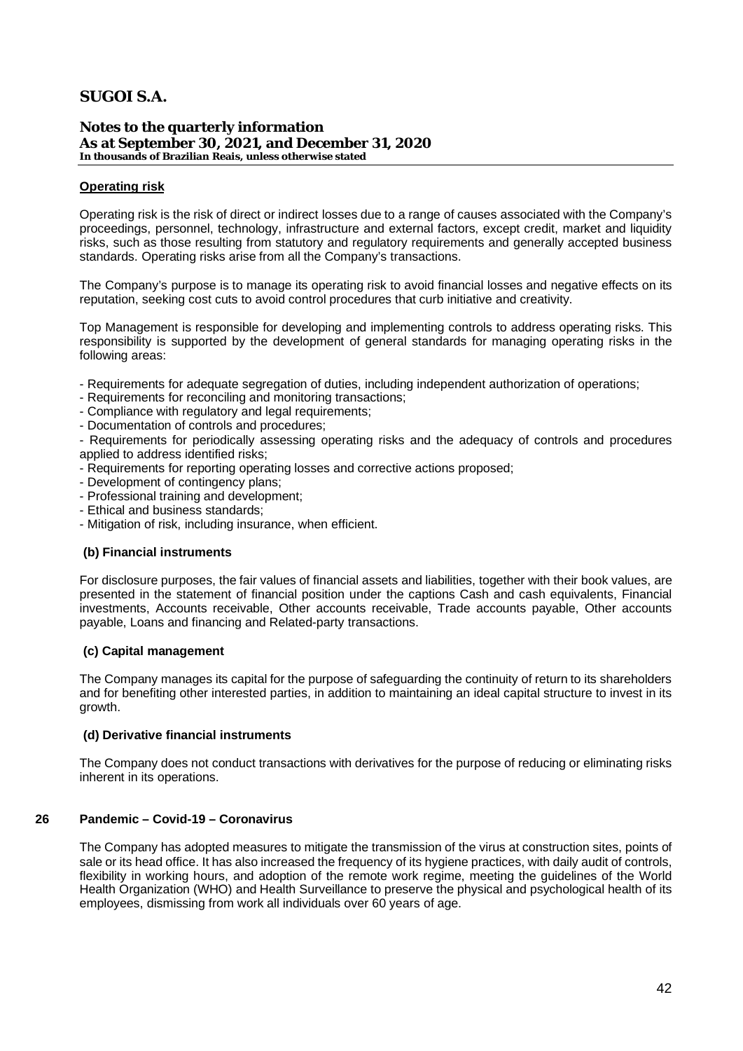**Operating risk**

Operating risk is the risk of direct or indirect losses due to a range of causes associated with the Company's proceedings, personnel, technology, infrastructure and external factors, except credit, market and liquidity risks, such as those resulting from statutory and regulatory requirements and generally accepted business standards. Operating risks arise from all the Company's transactions.

The Company's purpose is to manage its operating risk to avoid financial losses and negative effects on its reputation, seeking cost cuts to avoid control procedures that curb initiative and creativity.

Top Management is responsible for developing and implementing controls to address operating risks. This responsibility is supported by the development of general standards for managing operating risks in the following areas:

- Requirements for adequate segregation of duties, including independent authorization of operations;
- Requirements for reconciling and monitoring transactions;
- Compliance with regulatory and legal requirements;
- Documentation of controls and procedures;
- Requirements for periodically assessing operating risks and the adequacy of controls and procedures applied to address identified risks;
- Requirements for reporting operating losses and corrective actions proposed;
- Development of contingency plans;
- Professional training and development;
- Ethical and business standards;
- Mitigation of risk, including insurance, when efficient.

**(b) Financial instruments**

For disclosure purposes, the fair values of financial assets and liabilities, together with their book values, are presented in the statement of financial position under the captions Cash and cash equivalents, Financial investments, Accounts receivable, Other accounts receivable, Trade accounts payable, Other accounts payable, Loans and financing and Related-party transactions.

**(c) Capital management**

The Company manages its capital for the purpose of safeguarding the continuity of return to its shareholders and for benefiting other interested parties, in addition to maintaining an ideal capital structure to invest in its growth.

**(d) Derivative financial instruments**

The Company does not conduct transactions with derivatives for the purpose of reducing or eliminating risks inherent in its operations.

## 26 Pandemic – Covid-19 – Coronavirus

The Company has adopted measures to mitigate the transmission of the virus at construction sites, points of sale or its head office. It has also increased the frequency of its hygiene practices, with daily audit of controls, flexibility in working hours, and adoption of the remote work regime, meeting the guidelines of the World Health Organization (WHO) and Health Surveillance to preserve the physical and psychological health of its employees, dismissing from work all individuals over 60 years of age.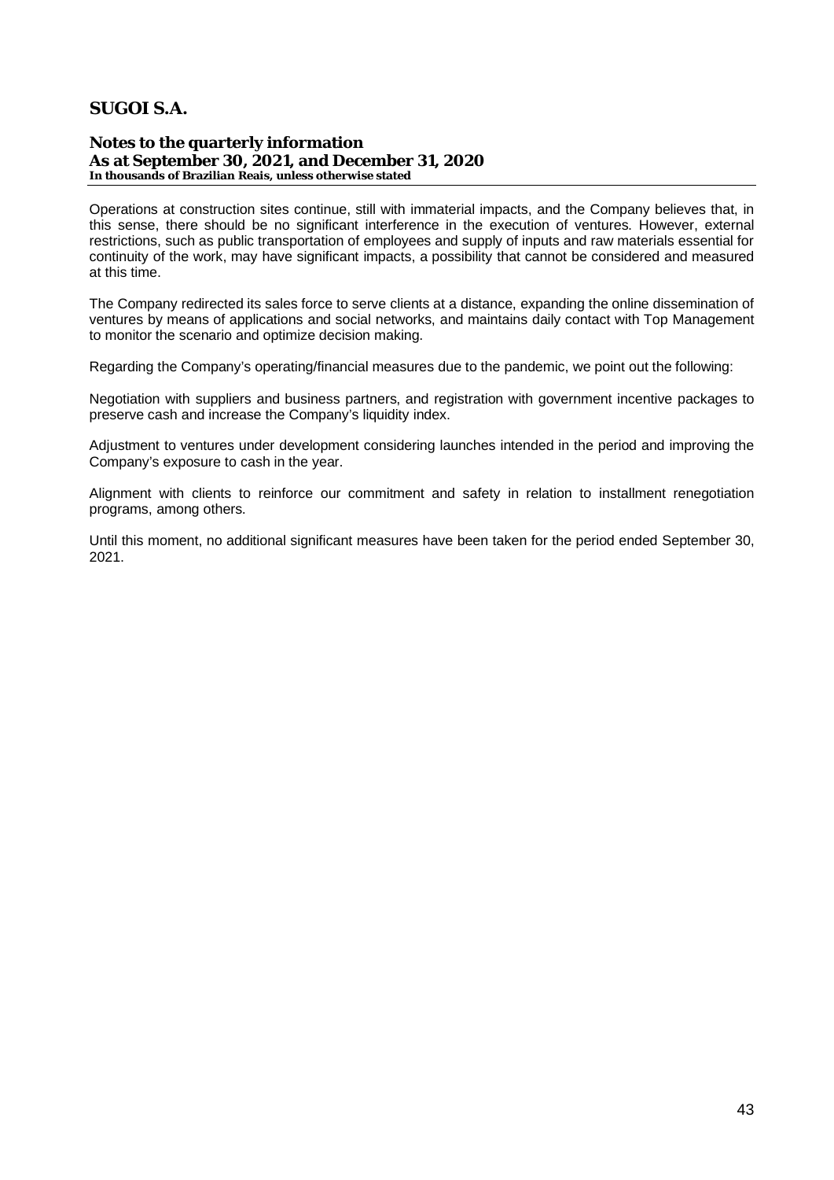Operations at construction sites continue, still with immaterial impacts, and the Company believes that, in this sense, there should be no significant interference in the execution of ventures. However, external restrictions, such as public transportation of employees and supply of inputs and raw materials essential for continuity of the work, may have significant impacts, a possibility that cannot be considered and measured at this time.

The Company redirected its sales force to serve clients at a distance, expanding the online dissemination of ventures by means of applications and social networks, and maintains daily contact with Top Management to monitor the scenario and optimize decision making.

Regarding the Company's operating/financial measures due to the pandemic, we point out the following:

Negotiation with suppliers and business partners, and registration with government incentive packages to preserve cash and increase the Company's liquidity index.

Adjustment to ventures under development considering launches intended in the period and improving the Company's exposure to cash in the year.

Alignment with clients to reinforce our commitment and safety in relation to installment renegotiation programs, among others.

Until this moment, no additional significant measures have been taken for the period ended September 30, 2021.